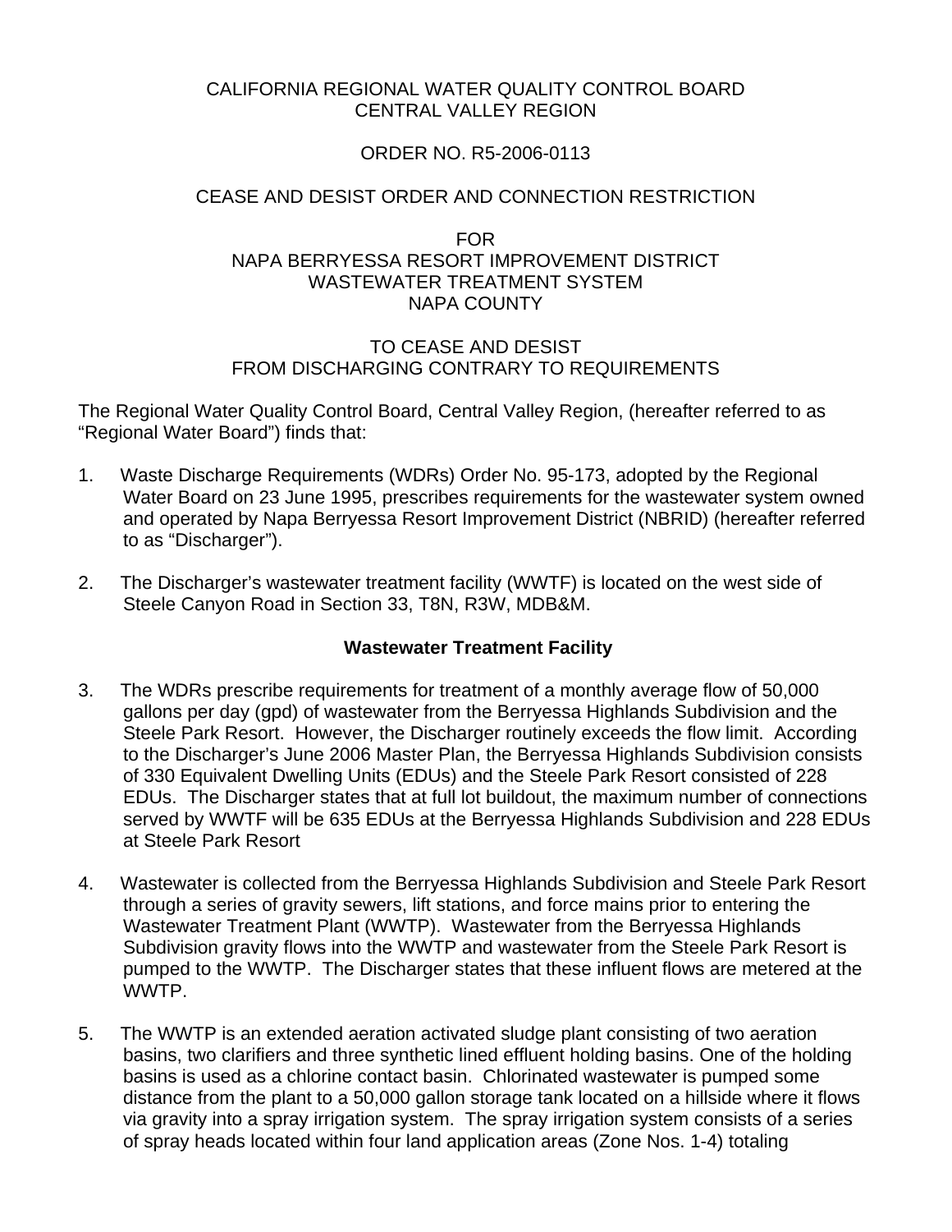CALIFORNIA REGIONAL WATER QUALITY CONTROL BOARD
CENTRAL VALLEY REGION

ORDER NO. R5-2006-0113

CEASE AND DESIST ORDER AND CONNECTION RESTRICTION

FOR
NAPA BERRYESSA RESORT IMPROVEMENT DISTRICT
WASTEWATER TREATMENT SYSTEM
NAPA COUNTY

TO CEASE AND DESIST
FROM DISCHARGING CONTRARY TO REQUIREMENTS

The Regional Water Quality Control Board, Central Valley Region, (hereafter referred to as "Regional Water Board") finds that:

1. Waste Discharge Requirements (WDRs) Order No. 95-173, adopted by the Regional Water Board on 23 June 1995, prescribes requirements for the wastewater system owned and operated by Napa Berryessa Resort Improvement District (NBRID) (hereafter referred to as "Discharger").

2. The Discharger's wastewater treatment facility (WWTF) is located on the west side of Steele Canyon Road in Section 33, T8N, R3W, MDB&M.

**Wastewater Treatment Facility**

3. The WDRs prescribe requirements for treatment of a monthly average flow of 50,000 gallons per day (gpd) of wastewater from the Berryessa Highlands Subdivision and the Steele Park Resort. However, the Discharger routinely exceeds the flow limit. According to the Discharger's June 2006 Master Plan, the Berryessa Highlands Subdivision consists of 330 Equivalent Dwelling Units (EDUs) and the Steele Park Resort consisted of 228 EDUs. The Discharger states that at full lot buildout, the maximum number of connections served by WWTF will be 635 EDUs at the Berryessa Highlands Subdivision and 228 EDUs at Steele Park Resort

4. Wastewater is collected from the Berryessa Highlands Subdivision and Steele Park Resort through a series of gravity sewers, lift stations, and force mains prior to entering the Wastewater Treatment Plant (WWTP). Wastewater from the Berryessa Highlands Subdivision gravity flows into the WWTP and wastewater from the Steele Park Resort is pumped to the WWTP. The Discharger states that these influent flows are metered at the WWTP.

5. The WWTP is an extended aeration activated sludge plant consisting of two aeration basins, two clarifiers and three synthetic lined effluent holding basins. One of the holding basins is used as a chlorine contact basin. Chlorinated wastewater is pumped some distance from the plant to a 50,000 gallon storage tank located on a hillside where it flows via gravity into a spray irrigation system. The spray irrigation system consists of a series of spray heads located within four land application areas (Zone Nos. 1-4) totaling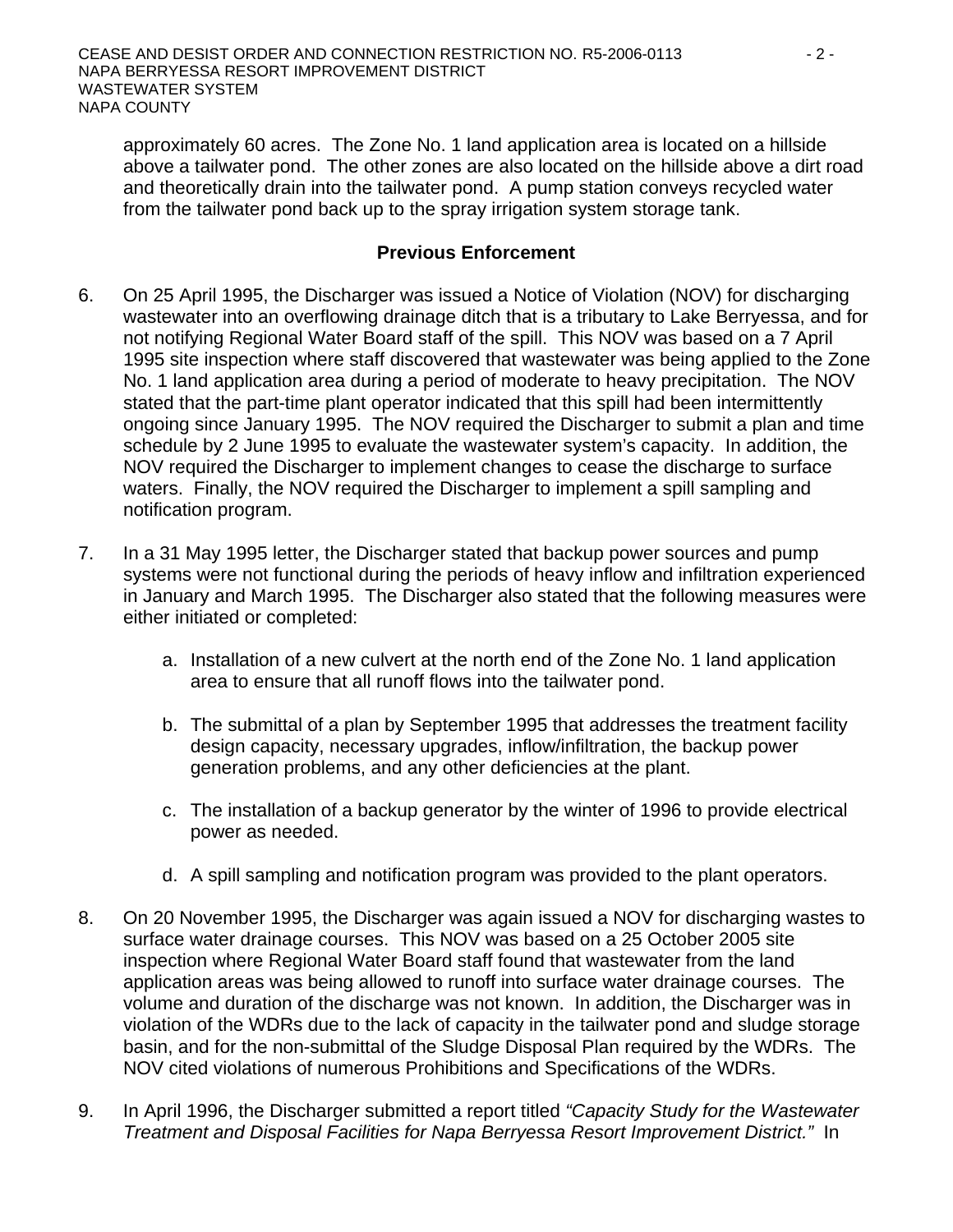approximately 60 acres. The Zone No. 1 land application area is located on a hillside above a tailwater pond. The other zones are also located on the hillside above a dirt road and theoretically drain into the tailwater pond. A pump station conveys recycled water from the tailwater pond back up to the spray irrigation system storage tank.

## Previous Enforcement

6. On 25 April 1995, the Discharger was issued a Notice of Violation (NOV) for discharging wastewater into an overflowing drainage ditch that is a tributary to Lake Berryessa, and for not notifying Regional Water Board staff of the spill. This NOV was based on a 7 April 1995 site inspection where staff discovered that wastewater was being applied to the Zone No. 1 land application area during a period of moderate to heavy precipitation. The NOV stated that the part-time plant operator indicated that this spill had been intermittently ongoing since January 1995. The NOV required the Discharger to submit a plan and time schedule by 2 June 1995 to evaluate the wastewater system's capacity. In addition, the NOV required the Discharger to implement changes to cease the discharge to surface waters. Finally, the NOV required the Discharger to implement a spill sampling and notification program.

7. In a 31 May 1995 letter, the Discharger stated that backup power sources and pump systems were not functional during the periods of heavy inflow and infiltration experienced in January and March 1995. The Discharger also stated that the following measures were either initiated or completed:

   a. Installation of a new culvert at the north end of the Zone No. 1 land application area to ensure that all runoff flows into the tailwater pond.

   b. The submittal of a plan by September 1995 that addresses the treatment facility design capacity, necessary upgrades, inflow/infiltration, the backup power generation problems, and any other deficiencies at the plant.

   c. The installation of a backup generator by the winter of 1996 to provide electrical power as needed.

   d. A spill sampling and notification program was provided to the plant operators.

8. On 20 November 1995, the Discharger was again issued a NOV for discharging wastes to surface water drainage courses. This NOV was based on a 25 October 2005 site inspection where Regional Water Board staff found that wastewater from the land application areas was being allowed to runoff into surface water drainage courses. The volume and duration of the discharge was not known. In addition, the Discharger was in violation of the WDRs due to the lack of capacity in the tailwater pond and sludge storage basin, and for the non-submittal of the Sludge Disposal Plan required by the WDRs. The NOV cited violations of numerous Prohibitions and Specifications of the WDRs.

9. In April 1996, the Discharger submitted a report titled *"Capacity Study for the Wastewater Treatment and Disposal Facilities for Napa Berryessa Resort Improvement District."* In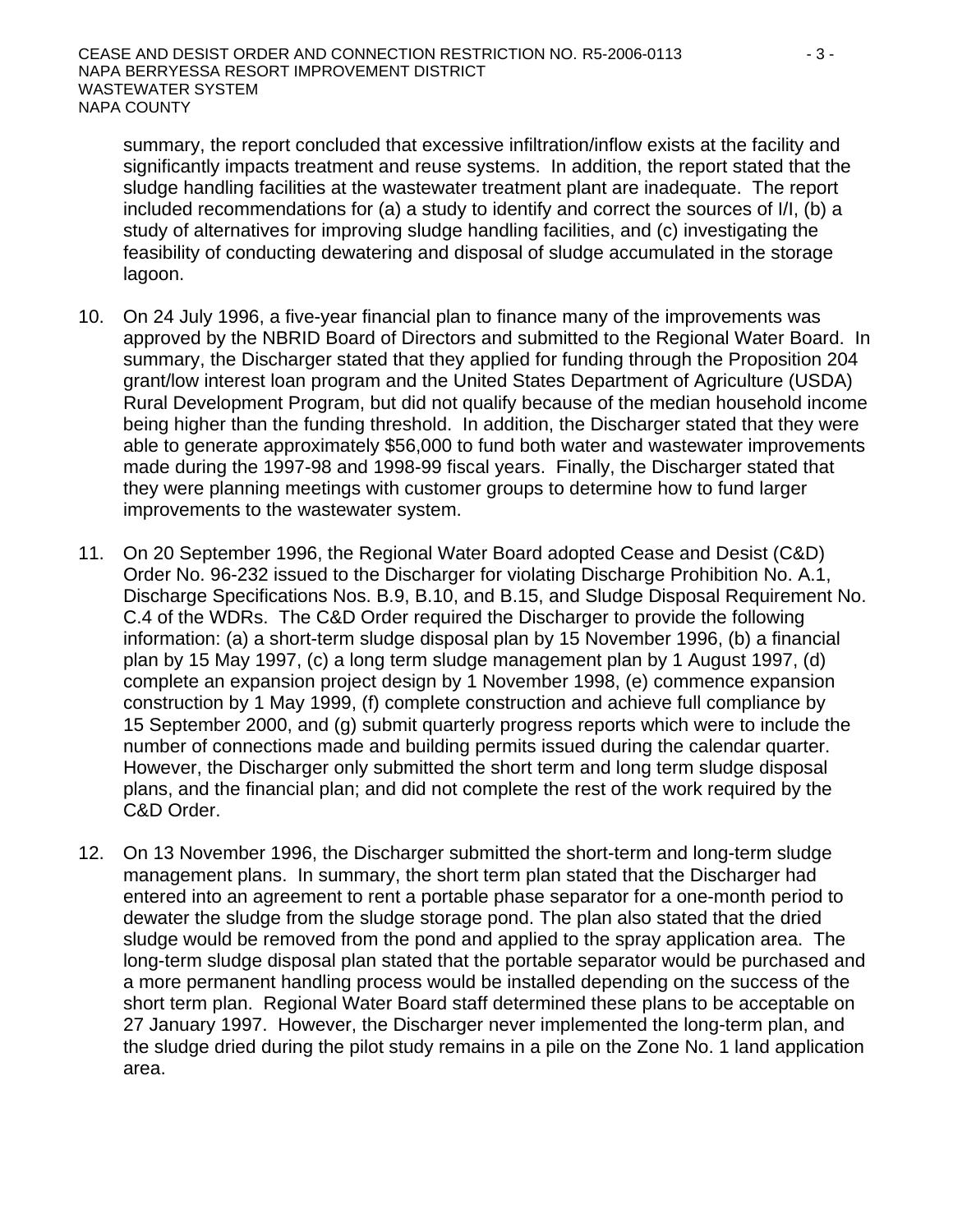summary, the report concluded that excessive infiltration/inflow exists at the facility and significantly impacts treatment and reuse systems. In addition, the report stated that the sludge handling facilities at the wastewater treatment plant are inadequate. The report included recommendations for (a) a study to identify and correct the sources of I/I, (b) a study of alternatives for improving sludge handling facilities, and (c) investigating the feasibility of conducting dewatering and disposal of sludge accumulated in the storage lagoon.

10. On 24 July 1996, a five-year financial plan to finance many of the improvements was approved by the NBRID Board of Directors and submitted to the Regional Water Board. In summary, the Discharger stated that they applied for funding through the Proposition 204 grant/low interest loan program and the United States Department of Agriculture (USDA) Rural Development Program, but did not qualify because of the median household income being higher than the funding threshold. In addition, the Discharger stated that they were able to generate approximately $56,000 to fund both water and wastewater improvements made during the 1997-98 and 1998-99 fiscal years. Finally, the Discharger stated that they were planning meetings with customer groups to determine how to fund larger improvements to the wastewater system.

11. On 20 September 1996, the Regional Water Board adopted Cease and Desist (C&D) Order No. 96-232 issued to the Discharger for violating Discharge Prohibition No. A.1, Discharge Specifications Nos. B.9, B.10, and B.15, and Sludge Disposal Requirement No. C.4 of the WDRs. The C&D Order required the Discharger to provide the following information: (a) a short-term sludge disposal plan by 15 November 1996, (b) a financial plan by 15 May 1997, (c) a long term sludge management plan by 1 August 1997, (d) complete an expansion project design by 1 November 1998, (e) commence expansion construction by 1 May 1999, (f) complete construction and achieve full compliance by 15 September 2000, and (g) submit quarterly progress reports which were to include the number of connections made and building permits issued during the calendar quarter. However, the Discharger only submitted the short term and long term sludge disposal plans, and the financial plan; and did not complete the rest of the work required by the C&D Order.

12. On 13 November 1996, the Discharger submitted the short-term and long-term sludge management plans. In summary, the short term plan stated that the Discharger had entered into an agreement to rent a portable phase separator for a one-month period to dewater the sludge from the sludge storage pond. The plan also stated that the dried sludge would be removed from the pond and applied to the spray application area. The long-term sludge disposal plan stated that the portable separator would be purchased and a more permanent handling process would be installed depending on the success of the short term plan. Regional Water Board staff determined these plans to be acceptable on 27 January 1997. However, the Discharger never implemented the long-term plan, and the sludge dried during the pilot study remains in a pile on the Zone No. 1 land application area.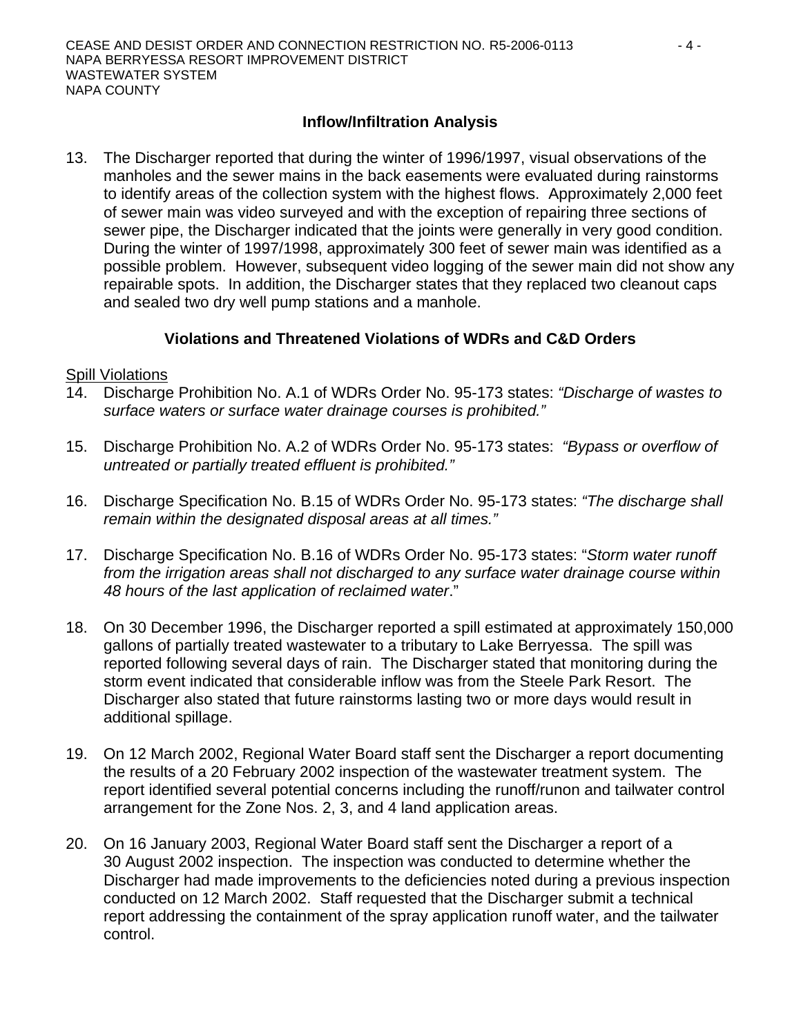## Inflow/Infiltration Analysis

13. The Discharger reported that during the winter of 1996/1997, visual observations of the manholes and the sewer mains in the back easements were evaluated during rainstorms to identify areas of the collection system with the highest flows. Approximately 2,000 feet of sewer main was video surveyed and with the exception of repairing three sections of sewer pipe, the Discharger indicated that the joints were generally in very good condition. During the winter of 1997/1998, approximately 300 feet of sewer main was identified as a possible problem. However, subsequent video logging of the sewer main did not show any repairable spots. In addition, the Discharger states that they replaced two cleanout caps and sealed two dry well pump stations and a manhole.

## Violations and Threatened Violations of WDRs and C&D Orders

Spill Violations

14. Discharge Prohibition No. A.1 of WDRs Order No. 95-173 states: *"Discharge of wastes to surface waters or surface water drainage courses is prohibited."*

15. Discharge Prohibition No. A.2 of WDRs Order No. 95-173 states: *"Bypass or overflow of untreated or partially treated effluent is prohibited."*

16. Discharge Specification No. B.15 of WDRs Order No. 95-173 states: *"The discharge shall remain within the designated disposal areas at all times."*

17. Discharge Specification No. B.16 of WDRs Order No. 95-173 states: "*Storm water runoff from the irrigation areas shall not discharged to any surface water drainage course within 48 hours of the last application of reclaimed water*."

18. On 30 December 1996, the Discharger reported a spill estimated at approximately 150,000 gallons of partially treated wastewater to a tributary to Lake Berryessa. The spill was reported following several days of rain. The Discharger stated that monitoring during the storm event indicated that considerable inflow was from the Steele Park Resort. The Discharger also stated that future rainstorms lasting two or more days would result in additional spillage.

19. On 12 March 2002, Regional Water Board staff sent the Discharger a report documenting the results of a 20 February 2002 inspection of the wastewater treatment system. The report identified several potential concerns including the runoff/runon and tailwater control arrangement for the Zone Nos. 2, 3, and 4 land application areas.

20. On 16 January 2003, Regional Water Board staff sent the Discharger a report of a 30 August 2002 inspection. The inspection was conducted to determine whether the Discharger had made improvements to the deficiencies noted during a previous inspection conducted on 12 March 2002. Staff requested that the Discharger submit a technical report addressing the containment of the spray application runoff water, and the tailwater control.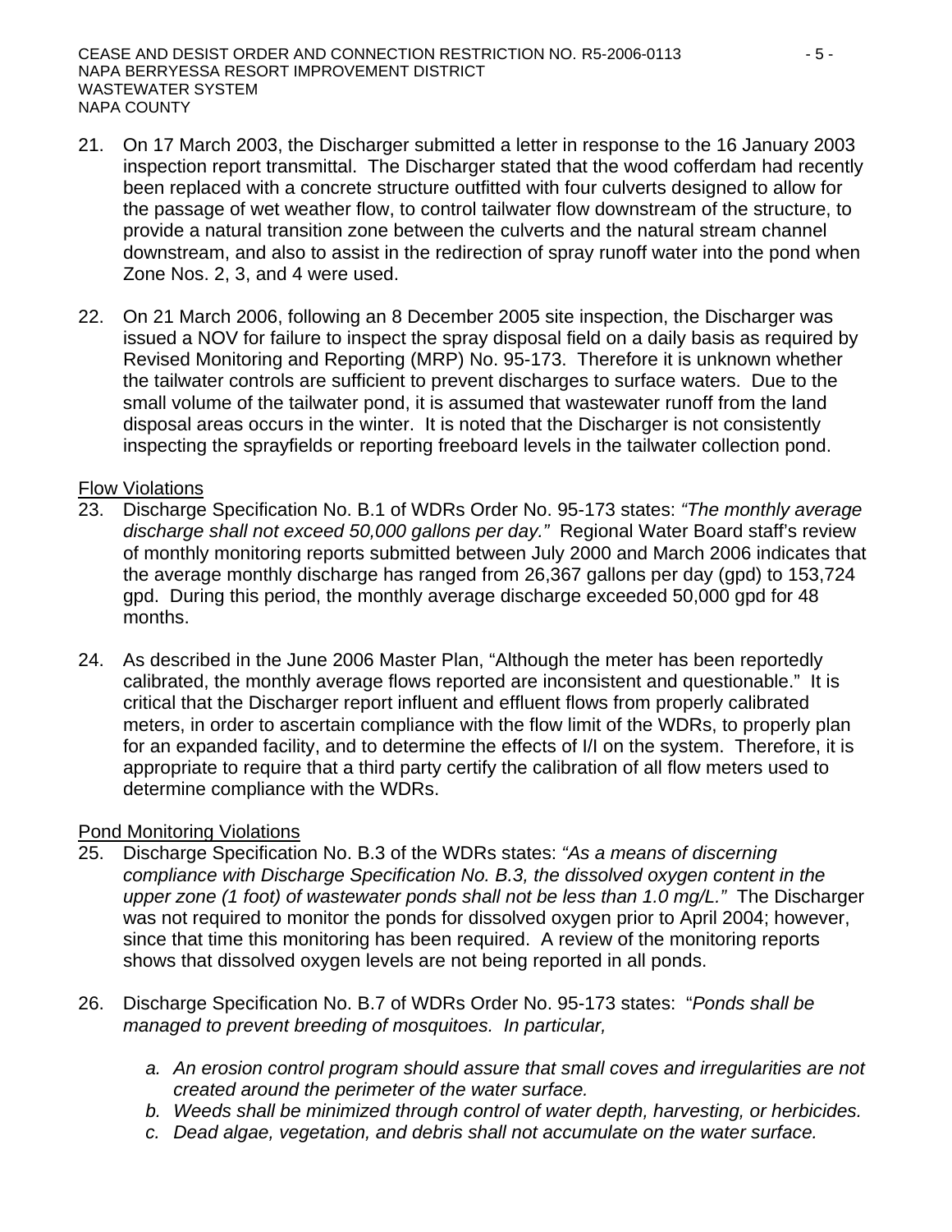21. On 17 March 2003, the Discharger submitted a letter in response to the 16 January 2003 inspection report transmittal. The Discharger stated that the wood cofferdam had recently been replaced with a concrete structure outfitted with four culverts designed to allow for the passage of wet weather flow, to control tailwater flow downstream of the structure, to provide a natural transition zone between the culverts and the natural stream channel downstream, and also to assist in the redirection of spray runoff water into the pond when Zone Nos. 2, 3, and 4 were used.

22. On 21 March 2006, following an 8 December 2005 site inspection, the Discharger was issued a NOV for failure to inspect the spray disposal field on a daily basis as required by Revised Monitoring and Reporting (MRP) No. 95-173. Therefore it is unknown whether the tailwater controls are sufficient to prevent discharges to surface waters. Due to the small volume of the tailwater pond, it is assumed that wastewater runoff from the land disposal areas occurs in the winter. It is noted that the Discharger is not consistently inspecting the sprayfields or reporting freeboard levels in the tailwater collection pond.

Flow Violations

23. Discharge Specification No. B.1 of WDRs Order No. 95-173 states: *"The monthly average discharge shall not exceed 50,000 gallons per day."* Regional Water Board staff's review of monthly monitoring reports submitted between July 2000 and March 2006 indicates that the average monthly discharge has ranged from 26,367 gallons per day (gpd) to 153,724 gpd. During this period, the monthly average discharge exceeded 50,000 gpd for 48 months.

24. As described in the June 2006 Master Plan, "Although the meter has been reportedly calibrated, the monthly average flows reported are inconsistent and questionable." It is critical that the Discharger report influent and effluent flows from properly calibrated meters, in order to ascertain compliance with the flow limit of the WDRs, to properly plan for an expanded facility, and to determine the effects of I/I on the system. Therefore, it is appropriate to require that a third party certify the calibration of all flow meters used to determine compliance with the WDRs.

Pond Monitoring Violations

25. Discharge Specification No. B.3 of the WDRs states: *"As a means of discerning compliance with Discharge Specification No. B.3, the dissolved oxygen content in the upper zone (1 foot) of wastewater ponds shall not be less than 1.0 mg/L."* The Discharger was not required to monitor the ponds for dissolved oxygen prior to April 2004; however, since that time this monitoring has been required. A review of the monitoring reports shows that dissolved oxygen levels are not being reported in all ponds.

26. Discharge Specification No. B.7 of WDRs Order No. 95-173 states: "*Ponds shall be managed to prevent breeding of mosquitoes. In particular,*

    *a. An erosion control program should assure that small coves and irregularities are not created around the perimeter of the water surface.*
    *b. Weeds shall be minimized through control of water depth, harvesting, or herbicides.*
    *c. Dead algae, vegetation, and debris shall not accumulate on the water surface.*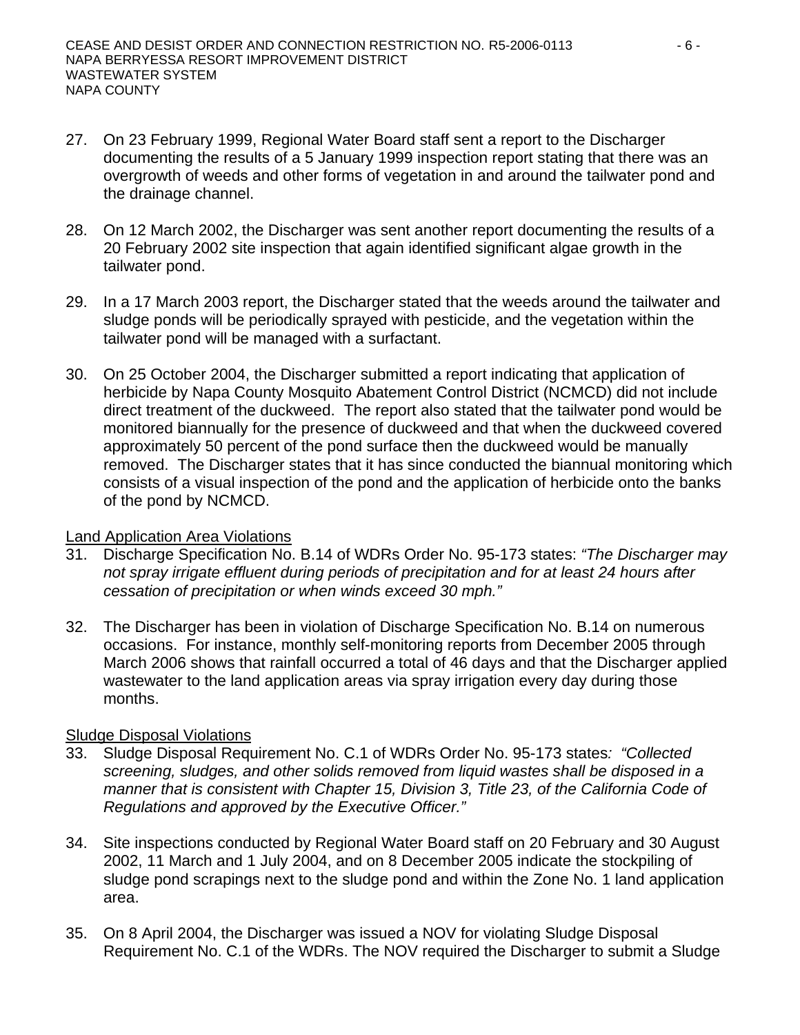27. On 23 February 1999, Regional Water Board staff sent a report to the Discharger documenting the results of a 5 January 1999 inspection report stating that there was an overgrowth of weeds and other forms of vegetation in and around the tailwater pond and the drainage channel.

28. On 12 March 2002, the Discharger was sent another report documenting the results of a 20 February 2002 site inspection that again identified significant algae growth in the tailwater pond.

29. In a 17 March 2003 report, the Discharger stated that the weeds around the tailwater and sludge ponds will be periodically sprayed with pesticide, and the vegetation within the tailwater pond will be managed with a surfactant.

30. On 25 October 2004, the Discharger submitted a report indicating that application of herbicide by Napa County Mosquito Abatement Control District (NCMCD) did not include direct treatment of the duckweed. The report also stated that the tailwater pond would be monitored biannually for the presence of duckweed and that when the duckweed covered approximately 50 percent of the pond surface then the duckweed would be manually removed. The Discharger states that it has since conducted the biannual monitoring which consists of a visual inspection of the pond and the application of herbicide onto the banks of the pond by NCMCD.

<u>Land Application Area Violations</u>

31. Discharge Specification No. B.14 of WDRs Order No. 95-173 states: *"The Discharger may not spray irrigate effluent during periods of precipitation and for at least 24 hours after cessation of precipitation or when winds exceed 30 mph."*

32. The Discharger has been in violation of Discharge Specification No. B.14 on numerous occasions. For instance, monthly self-monitoring reports from December 2005 through March 2006 shows that rainfall occurred a total of 46 days and that the Discharger applied wastewater to the land application areas via spray irrigation every day during those months.

<u>Sludge Disposal Violations</u>

33. Sludge Disposal Requirement No. C.1 of WDRs Order No. 95-173 states*: "Collected screening, sludges, and other solids removed from liquid wastes shall be disposed in a manner that is consistent with Chapter 15, Division 3, Title 23, of the California Code of Regulations and approved by the Executive Officer."*

34. Site inspections conducted by Regional Water Board staff on 20 February and 30 August 2002, 11 March and 1 July 2004, and on 8 December 2005 indicate the stockpiling of sludge pond scrapings next to the sludge pond and within the Zone No. 1 land application area.

35. On 8 April 2004, the Discharger was issued a NOV for violating Sludge Disposal Requirement No. C.1 of the WDRs. The NOV required the Discharger to submit a Sludge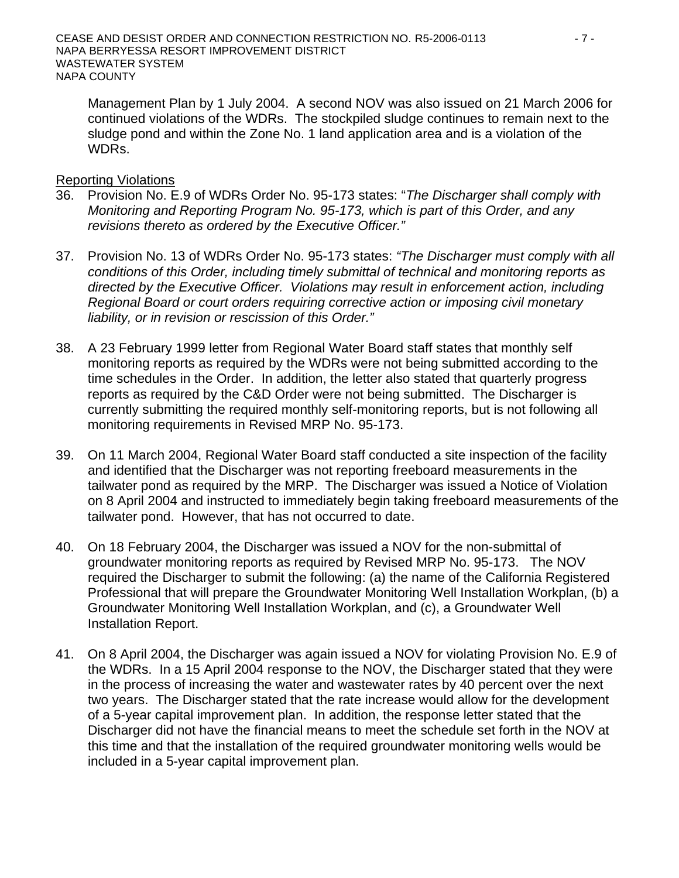Management Plan by 1 July 2004. A second NOV was also issued on 21 March 2006 for continued violations of the WDRs. The stockpiled sludge continues to remain next to the sludge pond and within the Zone No. 1 land application area and is a violation of the WDRs.

Reporting Violations

36. Provision No. E.9 of WDRs Order No. 95-173 states: "*The Discharger shall comply with Monitoring and Reporting Program No. 95-173, which is part of this Order, and any revisions thereto as ordered by the Executive Officer.*"

37. Provision No. 13 of WDRs Order No. 95-173 states: *"The Discharger must comply with all conditions of this Order, including timely submittal of technical and monitoring reports as directed by the Executive Officer. Violations may result in enforcement action, including Regional Board or court orders requiring corrective action or imposing civil monetary liability, or in revision or rescission of this Order."*

38. A 23 February 1999 letter from Regional Water Board staff states that monthly self monitoring reports as required by the WDRs were not being submitted according to the time schedules in the Order. In addition, the letter also stated that quarterly progress reports as required by the C&D Order were not being submitted. The Discharger is currently submitting the required monthly self-monitoring reports, but is not following all monitoring requirements in Revised MRP No. 95-173.

39. On 11 March 2004, Regional Water Board staff conducted a site inspection of the facility and identified that the Discharger was not reporting freeboard measurements in the tailwater pond as required by the MRP. The Discharger was issued a Notice of Violation on 8 April 2004 and instructed to immediately begin taking freeboard measurements of the tailwater pond. However, that has not occurred to date.

40. On 18 February 2004, the Discharger was issued a NOV for the non-submittal of groundwater monitoring reports as required by Revised MRP No. 95-173. The NOV required the Discharger to submit the following: (a) the name of the California Registered Professional that will prepare the Groundwater Monitoring Well Installation Workplan, (b) a Groundwater Monitoring Well Installation Workplan, and (c), a Groundwater Well Installation Report.

41. On 8 April 2004, the Discharger was again issued a NOV for violating Provision No. E.9 of the WDRs. In a 15 April 2004 response to the NOV, the Discharger stated that they were in the process of increasing the water and wastewater rates by 40 percent over the next two years. The Discharger stated that the rate increase would allow for the development of a 5-year capital improvement plan. In addition, the response letter stated that the Discharger did not have the financial means to meet the schedule set forth in the NOV at this time and that the installation of the required groundwater monitoring wells would be included in a 5-year capital improvement plan.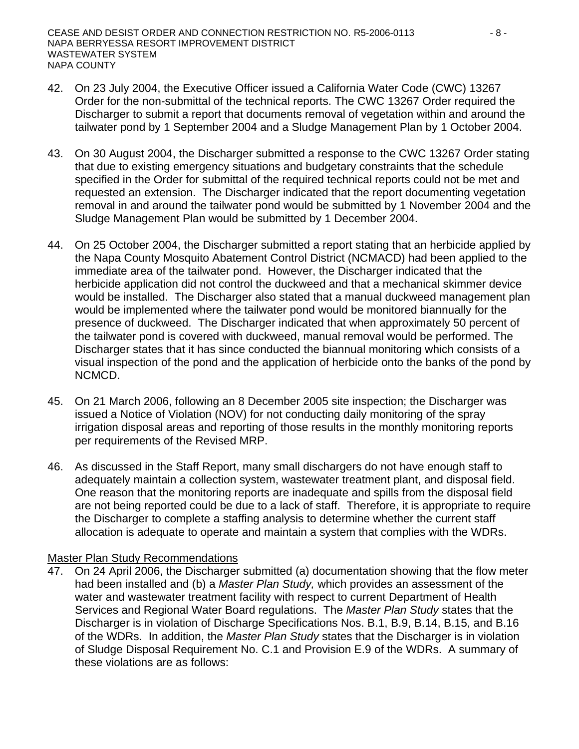42. On 23 July 2004, the Executive Officer issued a California Water Code (CWC) 13267 Order for the non-submittal of the technical reports. The CWC 13267 Order required the Discharger to submit a report that documents removal of vegetation within and around the tailwater pond by 1 September 2004 and a Sludge Management Plan by 1 October 2004.

43. On 30 August 2004, the Discharger submitted a response to the CWC 13267 Order stating that due to existing emergency situations and budgetary constraints that the schedule specified in the Order for submittal of the required technical reports could not be met and requested an extension. The Discharger indicated that the report documenting vegetation removal in and around the tailwater pond would be submitted by 1 November 2004 and the Sludge Management Plan would be submitted by 1 December 2004.

44. On 25 October 2004, the Discharger submitted a report stating that an herbicide applied by the Napa County Mosquito Abatement Control District (NCMACD) had been applied to the immediate area of the tailwater pond. However, the Discharger indicated that the herbicide application did not control the duckweed and that a mechanical skimmer device would be installed. The Discharger also stated that a manual duckweed management plan would be implemented where the tailwater pond would be monitored biannually for the presence of duckweed. The Discharger indicated that when approximately 50 percent of the tailwater pond is covered with duckweed, manual removal would be performed. The Discharger states that it has since conducted the biannual monitoring which consists of a visual inspection of the pond and the application of herbicide onto the banks of the pond by NCMCD.

45. On 21 March 2006, following an 8 December 2005 site inspection; the Discharger was issued a Notice of Violation (NOV) for not conducting daily monitoring of the spray irrigation disposal areas and reporting of those results in the monthly monitoring reports per requirements of the Revised MRP.

46. As discussed in the Staff Report, many small dischargers do not have enough staff to adequately maintain a collection system, wastewater treatment plant, and disposal field. One reason that the monitoring reports are inadequate and spills from the disposal field are not being reported could be due to a lack of staff. Therefore, it is appropriate to require the Discharger to complete a staffing analysis to determine whether the current staff allocation is adequate to operate and maintain a system that complies with the WDRs.

<u>Master Plan Study Recommendations</u>

47. On 24 April 2006, the Discharger submitted (a) documentation showing that the flow meter had been installed and (b) a *Master Plan Study,* which provides an assessment of the water and wastewater treatment facility with respect to current Department of Health Services and Regional Water Board regulations. The *Master Plan Study* states that the Discharger is in violation of Discharge Specifications Nos. B.1, B.9, B.14, B.15, and B.16 of the WDRs. In addition, the *Master Plan Study* states that the Discharger is in violation of Sludge Disposal Requirement No. C.1 and Provision E.9 of the WDRs. A summary of these violations are as follows: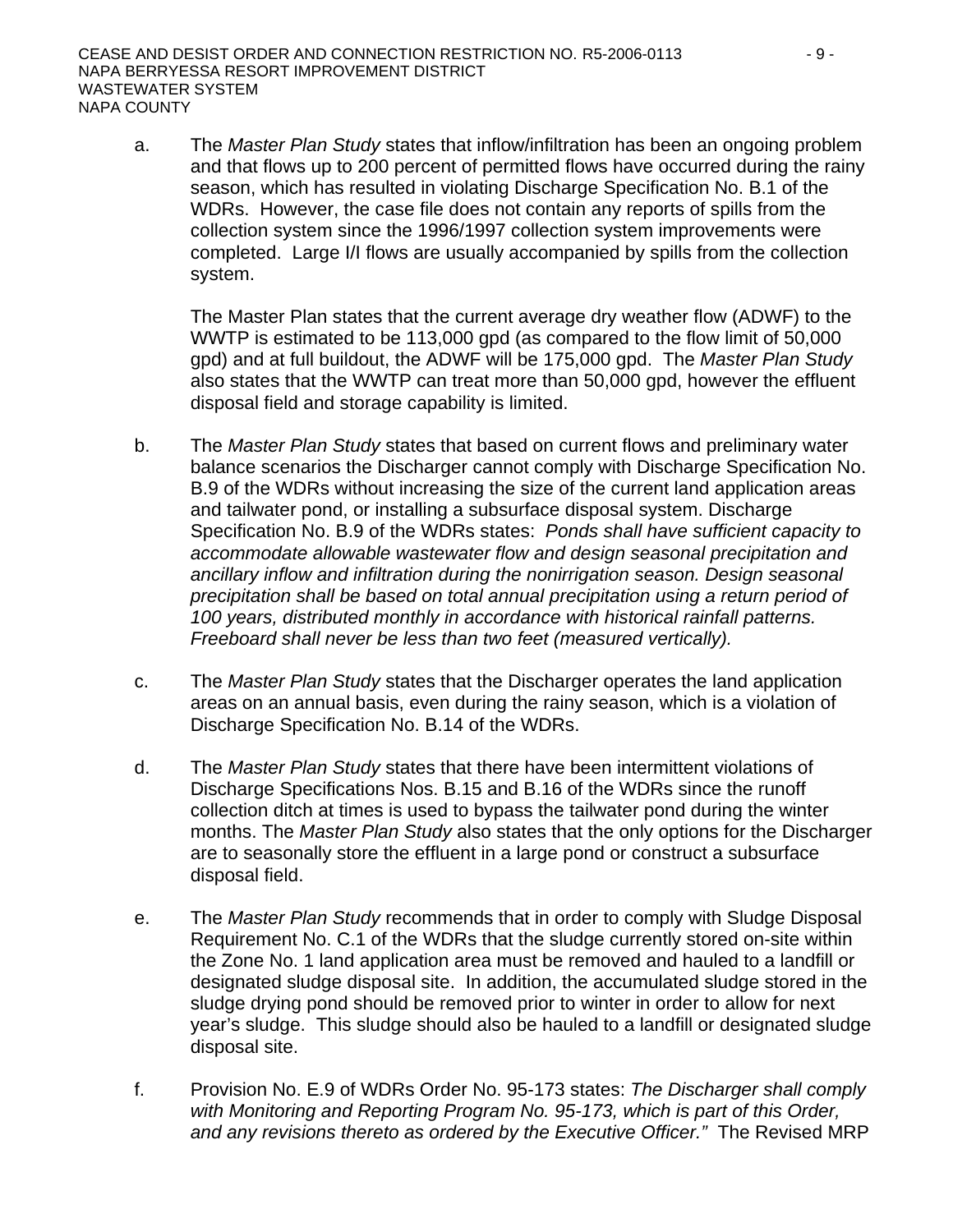a. The *Master Plan Study* states that inflow/infiltration has been an ongoing problem and that flows up to 200 percent of permitted flows have occurred during the rainy season, which has resulted in violating Discharge Specification No. B.1 of the WDRs. However, the case file does not contain any reports of spills from the collection system since the 1996/1997 collection system improvements were completed. Large I/I flows are usually accompanied by spills from the collection system.

   The Master Plan states that the current average dry weather flow (ADWF) to the WWTP is estimated to be 113,000 gpd (as compared to the flow limit of 50,000 gpd) and at full buildout, the ADWF will be 175,000 gpd. The *Master Plan Study* also states that the WWTP can treat more than 50,000 gpd, however the effluent disposal field and storage capability is limited.

b. The *Master Plan Study* states that based on current flows and preliminary water balance scenarios the Discharger cannot comply with Discharge Specification No. B.9 of the WDRs without increasing the size of the current land application areas and tailwater pond, or installing a subsurface disposal system. Discharge Specification No. B.9 of the WDRs states: *Ponds shall have sufficient capacity to accommodate allowable wastewater flow and design seasonal precipitation and ancillary inflow and infiltration during the nonirrigation season. Design seasonal precipitation shall be based on total annual precipitation using a return period of 100 years, distributed monthly in accordance with historical rainfall patterns. Freeboard shall never be less than two feet (measured vertically).*

c. The *Master Plan Study* states that the Discharger operates the land application areas on an annual basis, even during the rainy season, which is a violation of Discharge Specification No. B.14 of the WDRs.

d. The *Master Plan Study* states that there have been intermittent violations of Discharge Specifications Nos. B.15 and B.16 of the WDRs since the runoff collection ditch at times is used to bypass the tailwater pond during the winter months. The *Master Plan Study* also states that the only options for the Discharger are to seasonally store the effluent in a large pond or construct a subsurface disposal field.

e. The *Master Plan Study* recommends that in order to comply with Sludge Disposal Requirement No. C.1 of the WDRs that the sludge currently stored on-site within the Zone No. 1 land application area must be removed and hauled to a landfill or designated sludge disposal site. In addition, the accumulated sludge stored in the sludge drying pond should be removed prior to winter in order to allow for next year's sludge. This sludge should also be hauled to a landfill or designated sludge disposal site.

f. Provision No. E.9 of WDRs Order No. 95-173 states: *The Discharger shall comply with Monitoring and Reporting Program No. 95-173, which is part of this Order, and any revisions thereto as ordered by the Executive Officer."* The Revised MRP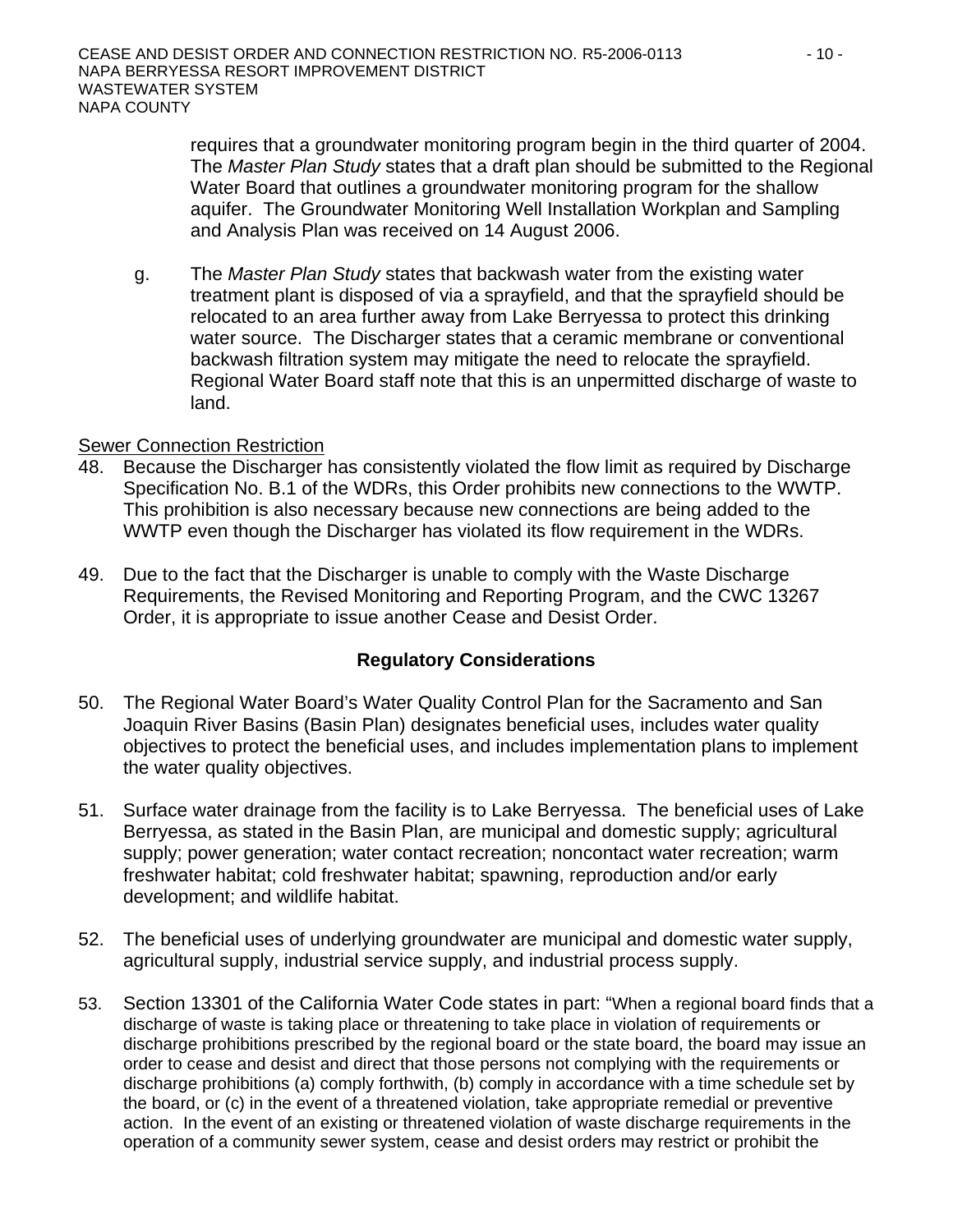requires that a groundwater monitoring program begin in the third quarter of 2004. The *Master Plan Study* states that a draft plan should be submitted to the Regional Water Board that outlines a groundwater monitoring program for the shallow aquifer. The Groundwater Monitoring Well Installation Workplan and Sampling and Analysis Plan was received on 14 August 2006.

g. The *Master Plan Study* states that backwash water from the existing water treatment plant is disposed of via a sprayfield, and that the sprayfield should be relocated to an area further away from Lake Berryessa to protect this drinking water source. The Discharger states that a ceramic membrane or conventional backwash filtration system may mitigate the need to relocate the sprayfield. Regional Water Board staff note that this is an unpermitted discharge of waste to land.

Sewer Connection Restriction

48. Because the Discharger has consistently violated the flow limit as required by Discharge Specification No. B.1 of the WDRs, this Order prohibits new connections to the WWTP. This prohibition is also necessary because new connections are being added to the WWTP even though the Discharger has violated its flow requirement in the WDRs.

49. Due to the fact that the Discharger is unable to comply with the Waste Discharge Requirements, the Revised Monitoring and Reporting Program, and the CWC 13267 Order, it is appropriate to issue another Cease and Desist Order.

## Regulatory Considerations

50. The Regional Water Board's Water Quality Control Plan for the Sacramento and San Joaquin River Basins (Basin Plan) designates beneficial uses, includes water quality objectives to protect the beneficial uses, and includes implementation plans to implement the water quality objectives.

51. Surface water drainage from the facility is to Lake Berryessa. The beneficial uses of Lake Berryessa, as stated in the Basin Plan, are municipal and domestic supply; agricultural supply; power generation; water contact recreation; noncontact water recreation; warm freshwater habitat; cold freshwater habitat; spawning, reproduction and/or early development; and wildlife habitat.

52. The beneficial uses of underlying groundwater are municipal and domestic water supply, agricultural supply, industrial service supply, and industrial process supply.

53. Section 13301 of the California Water Code states in part: "When a regional board finds that a discharge of waste is taking place or threatening to take place in violation of requirements or discharge prohibitions prescribed by the regional board or the state board, the board may issue an order to cease and desist and direct that those persons not complying with the requirements or discharge prohibitions (a) comply forthwith, (b) comply in accordance with a time schedule set by the board, or (c) in the event of a threatened violation, take appropriate remedial or preventive action. In the event of an existing or threatened violation of waste discharge requirements in the operation of a community sewer system, cease and desist orders may restrict or prohibit the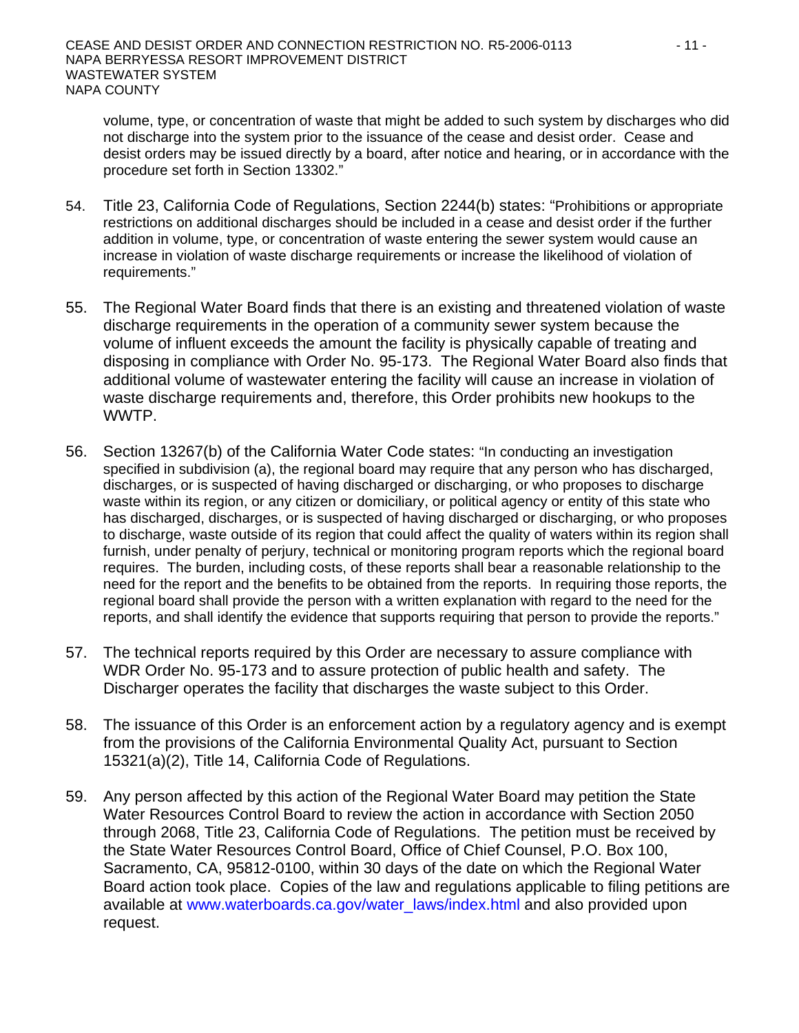volume, type, or concentration of waste that might be added to such system by discharges who did not discharge into the system prior to the issuance of the cease and desist order. Cease and desist orders may be issued directly by a board, after notice and hearing, or in accordance with the procedure set forth in Section 13302."

54. Title 23, California Code of Regulations, Section 2244(b) states: "Prohibitions or appropriate restrictions on additional discharges should be included in a cease and desist order if the further addition in volume, type, or concentration of waste entering the sewer system would cause an increase in violation of waste discharge requirements or increase the likelihood of violation of requirements."

55. The Regional Water Board finds that there is an existing and threatened violation of waste discharge requirements in the operation of a community sewer system because the volume of influent exceeds the amount the facility is physically capable of treating and disposing in compliance with Order No. 95-173. The Regional Water Board also finds that additional volume of wastewater entering the facility will cause an increase in violation of waste discharge requirements and, therefore, this Order prohibits new hookups to the WWTP.

56. Section 13267(b) of the California Water Code states: "In conducting an investigation specified in subdivision (a), the regional board may require that any person who has discharged, discharges, or is suspected of having discharged or discharging, or who proposes to discharge waste within its region, or any citizen or domiciliary, or political agency or entity of this state who has discharged, discharges, or is suspected of having discharged or discharging, or who proposes to discharge, waste outside of its region that could affect the quality of waters within its region shall furnish, under penalty of perjury, technical or monitoring program reports which the regional board requires. The burden, including costs, of these reports shall bear a reasonable relationship to the need for the report and the benefits to be obtained from the reports. In requiring those reports, the regional board shall provide the person with a written explanation with regard to the need for the reports, and shall identify the evidence that supports requiring that person to provide the reports."

57. The technical reports required by this Order are necessary to assure compliance with WDR Order No. 95-173 and to assure protection of public health and safety. The Discharger operates the facility that discharges the waste subject to this Order.

58. The issuance of this Order is an enforcement action by a regulatory agency and is exempt from the provisions of the California Environmental Quality Act, pursuant to Section 15321(a)(2), Title 14, California Code of Regulations.

59. Any person affected by this action of the Regional Water Board may petition the State Water Resources Control Board to review the action in accordance with Section 2050 through 2068, Title 23, California Code of Regulations. The petition must be received by the State Water Resources Control Board, Office of Chief Counsel, P.O. Box 100, Sacramento, CA, 95812-0100, within 30 days of the date on which the Regional Water Board action took place. Copies of the law and regulations applicable to filing petitions are available at www.waterboards.ca.gov/water_laws/index.html and also provided upon request.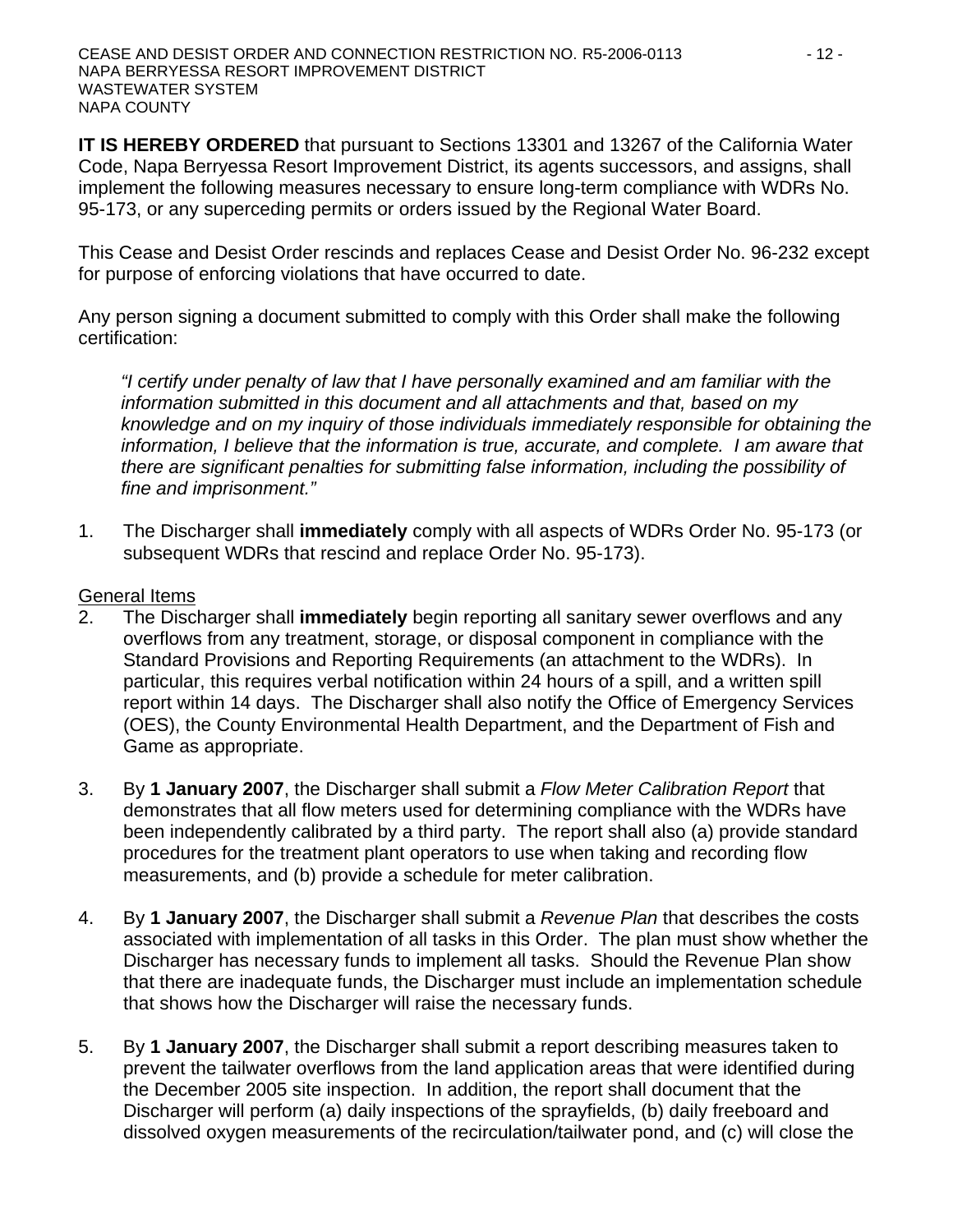**IT IS HEREBY ORDERED** that pursuant to Sections 13301 and 13267 of the California Water Code, Napa Berryessa Resort Improvement District, its agents successors, and assigns, shall implement the following measures necessary to ensure long-term compliance with WDRs No. 95-173, or any superceding permits or orders issued by the Regional Water Board.

This Cease and Desist Order rescinds and replaces Cease and Desist Order No. 96-232 except for purpose of enforcing violations that have occurred to date.

Any person signing a document submitted to comply with this Order shall make the following certification:

> *"I certify under penalty of law that I have personally examined and am familiar with the information submitted in this document and all attachments and that, based on my knowledge and on my inquiry of those individuals immediately responsible for obtaining the information, I believe that the information is true, accurate, and complete. I am aware that there are significant penalties for submitting false information, including the possibility of fine and imprisonment."*

1. The Discharger shall **immediately** comply with all aspects of WDRs Order No. 95-173 (or subsequent WDRs that rescind and replace Order No. 95-173).

<u>General Items</u>

2. The Discharger shall **immediately** begin reporting all sanitary sewer overflows and any overflows from any treatment, storage, or disposal component in compliance with the Standard Provisions and Reporting Requirements (an attachment to the WDRs). In particular, this requires verbal notification within 24 hours of a spill, and a written spill report within 14 days. The Discharger shall also notify the Office of Emergency Services (OES), the County Environmental Health Department, and the Department of Fish and Game as appropriate.

3. By **1 January 2007**, the Discharger shall submit a *Flow Meter Calibration Report* that demonstrates that all flow meters used for determining compliance with the WDRs have been independently calibrated by a third party. The report shall also (a) provide standard procedures for the treatment plant operators to use when taking and recording flow measurements, and (b) provide a schedule for meter calibration.

4. By **1 January 2007**, the Discharger shall submit a *Revenue Plan* that describes the costs associated with implementation of all tasks in this Order. The plan must show whether the Discharger has necessary funds to implement all tasks. Should the Revenue Plan show that there are inadequate funds, the Discharger must include an implementation schedule that shows how the Discharger will raise the necessary funds.

5. By **1 January 2007**, the Discharger shall submit a report describing measures taken to prevent the tailwater overflows from the land application areas that were identified during the December 2005 site inspection. In addition, the report shall document that the Discharger will perform (a) daily inspections of the sprayfields, (b) daily freeboard and dissolved oxygen measurements of the recirculation/tailwater pond, and (c) will close the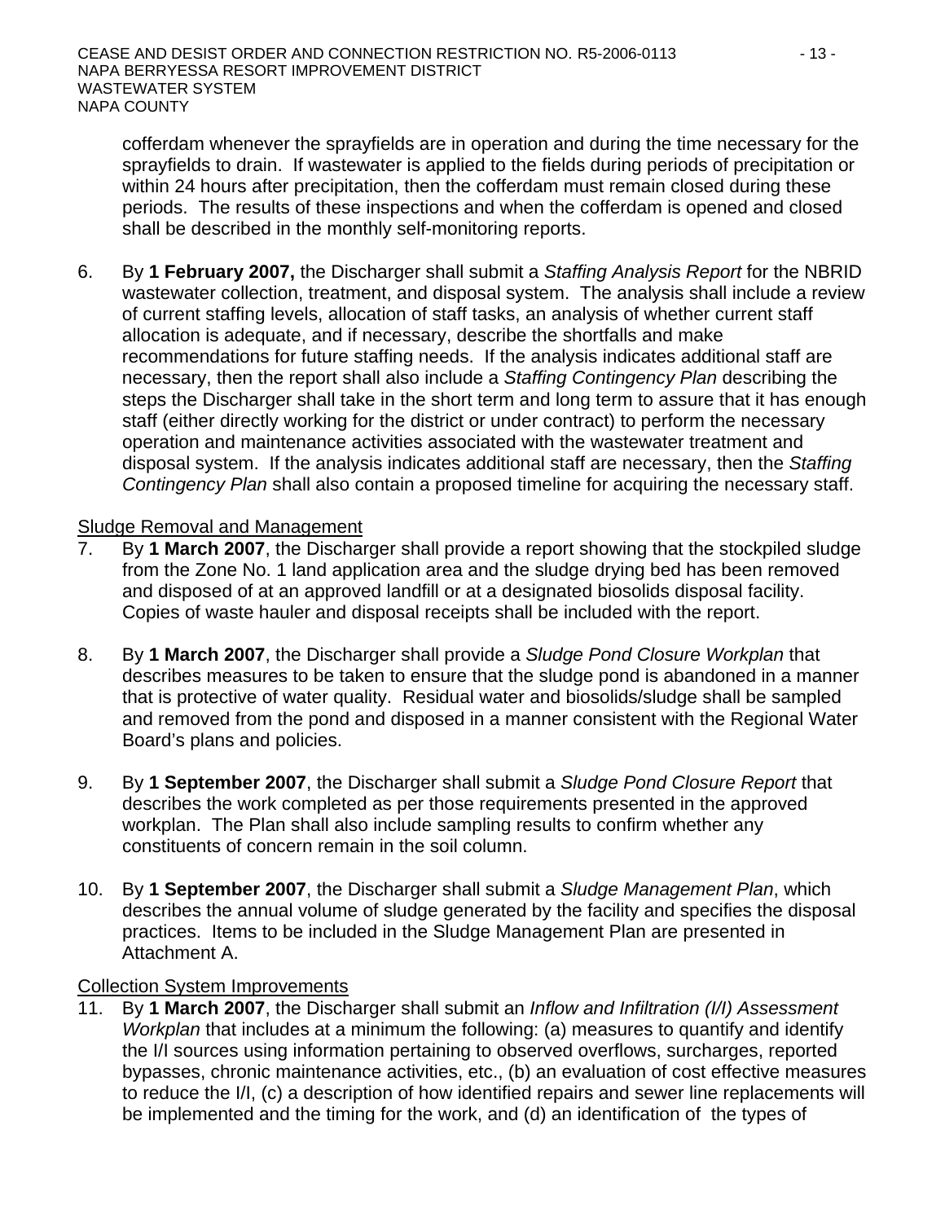cofferdam whenever the sprayfields are in operation and during the time necessary for the sprayfields to drain. If wastewater is applied to the fields during periods of precipitation or within 24 hours after precipitation, then the cofferdam must remain closed during these periods. The results of these inspections and when the cofferdam is opened and closed shall be described in the monthly self-monitoring reports.

6. By **1 February 2007,** the Discharger shall submit a *Staffing Analysis Report* for the NBRID wastewater collection, treatment, and disposal system. The analysis shall include a review of current staffing levels, allocation of staff tasks, an analysis of whether current staff allocation is adequate, and if necessary, describe the shortfalls and make recommendations for future staffing needs. If the analysis indicates additional staff are necessary, then the report shall also include a *Staffing Contingency Plan* describing the steps the Discharger shall take in the short term and long term to assure that it has enough staff (either directly working for the district or under contract) to perform the necessary operation and maintenance activities associated with the wastewater treatment and disposal system. If the analysis indicates additional staff are necessary, then the *Staffing Contingency Plan* shall also contain a proposed timeline for acquiring the necessary staff.

<u>Sludge Removal and Management</u>

7. By **1 March 2007**, the Discharger shall provide a report showing that the stockpiled sludge from the Zone No. 1 land application area and the sludge drying bed has been removed and disposed of at an approved landfill or at a designated biosolids disposal facility. Copies of waste hauler and disposal receipts shall be included with the report.

8. By **1 March 2007**, the Discharger shall provide a *Sludge Pond Closure Workplan* that describes measures to be taken to ensure that the sludge pond is abandoned in a manner that is protective of water quality. Residual water and biosolids/sludge shall be sampled and removed from the pond and disposed in a manner consistent with the Regional Water Board's plans and policies.

9. By **1 September 2007**, the Discharger shall submit a *Sludge Pond Closure Report* that describes the work completed as per those requirements presented in the approved workplan. The Plan shall also include sampling results to confirm whether any constituents of concern remain in the soil column.

10. By **1 September 2007**, the Discharger shall submit a *Sludge Management Plan*, which describes the annual volume of sludge generated by the facility and specifies the disposal practices. Items to be included in the Sludge Management Plan are presented in Attachment A.

<u>Collection System Improvements</u>

11. By **1 March 2007**, the Discharger shall submit an *Inflow and Infiltration (I/I) Assessment Workplan* that includes at a minimum the following: (a) measures to quantify and identify the I/I sources using information pertaining to observed overflows, surcharges, reported bypasses, chronic maintenance activities, etc., (b) an evaluation of cost effective measures to reduce the I/I, (c) a description of how identified repairs and sewer line replacements will be implemented and the timing for the work, and (d) an identification of the types of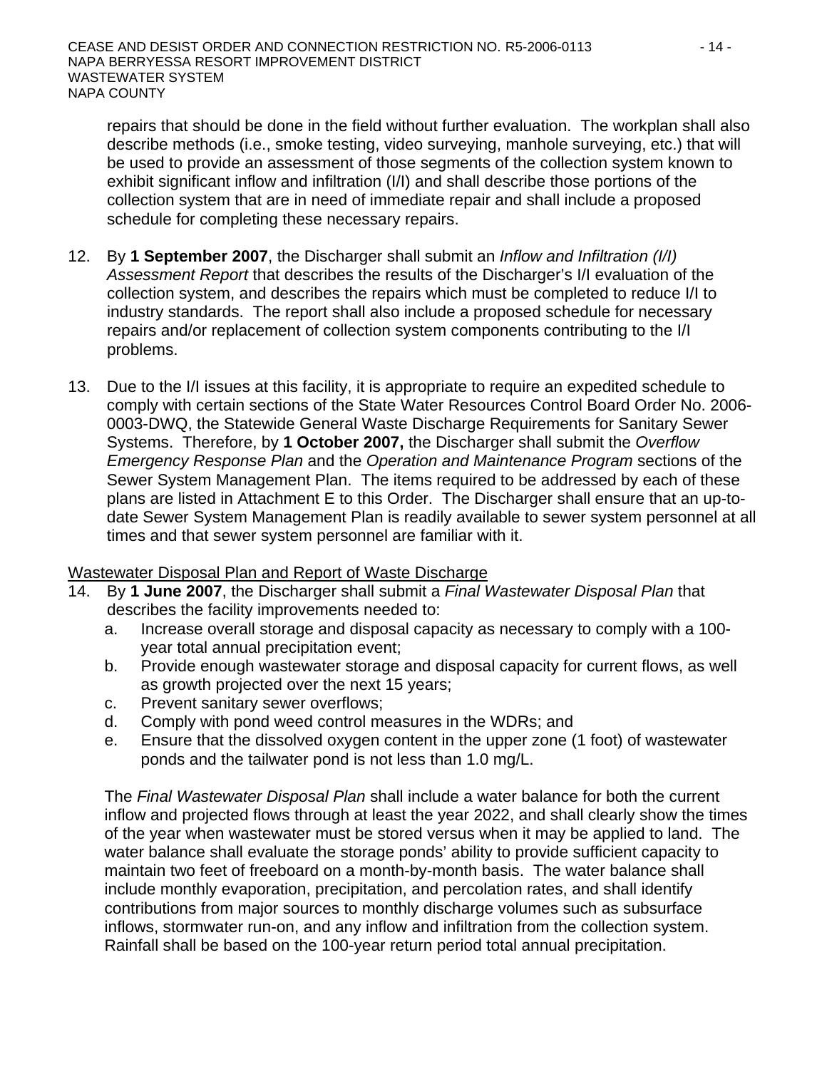repairs that should be done in the field without further evaluation. The workplan shall also describe methods (i.e., smoke testing, video surveying, manhole surveying, etc.) that will be used to provide an assessment of those segments of the collection system known to exhibit significant inflow and infiltration (I/I) and shall describe those portions of the collection system that are in need of immediate repair and shall include a proposed schedule for completing these necessary repairs.

12. By **1 September 2007**, the Discharger shall submit an *Inflow and Infiltration (I/I) Assessment Report* that describes the results of the Discharger's I/I evaluation of the collection system, and describes the repairs which must be completed to reduce I/I to industry standards. The report shall also include a proposed schedule for necessary repairs and/or replacement of collection system components contributing to the I/I problems.

13. Due to the I/I issues at this facility, it is appropriate to require an expedited schedule to comply with certain sections of the State Water Resources Control Board Order No. 2006-0003-DWQ, the Statewide General Waste Discharge Requirements for Sanitary Sewer Systems. Therefore, by **1 October 2007,** the Discharger shall submit the *Overflow Emergency Response Plan* and the *Operation and Maintenance Program* sections of the Sewer System Management Plan. The items required to be addressed by each of these plans are listed in Attachment E to this Order. The Discharger shall ensure that an up-to-date Sewer System Management Plan is readily available to sewer system personnel at all times and that sewer system personnel are familiar with it.

<u>Wastewater Disposal Plan and Report of Waste Discharge</u>

14. By **1 June 2007**, the Discharger shall submit a *Final Wastewater Disposal Plan* that describes the facility improvements needed to:
    a. Increase overall storage and disposal capacity as necessary to comply with a 100-year total annual precipitation event;
    b. Provide enough wastewater storage and disposal capacity for current flows, as well as growth projected over the next 15 years;
    c. Prevent sanitary sewer overflows;
    d. Comply with pond weed control measures in the WDRs; and
    e. Ensure that the dissolved oxygen content in the upper zone (1 foot) of wastewater ponds and the tailwater pond is not less than 1.0 mg/L.

    The *Final Wastewater Disposal Plan* shall include a water balance for both the current inflow and projected flows through at least the year 2022, and shall clearly show the times of the year when wastewater must be stored versus when it may be applied to land. The water balance shall evaluate the storage ponds' ability to provide sufficient capacity to maintain two feet of freeboard on a month-by-month basis. The water balance shall include monthly evaporation, precipitation, and percolation rates, and shall identify contributions from major sources to monthly discharge volumes such as subsurface inflows, stormwater run-on, and any inflow and infiltration from the collection system. Rainfall shall be based on the 100-year return period total annual precipitation.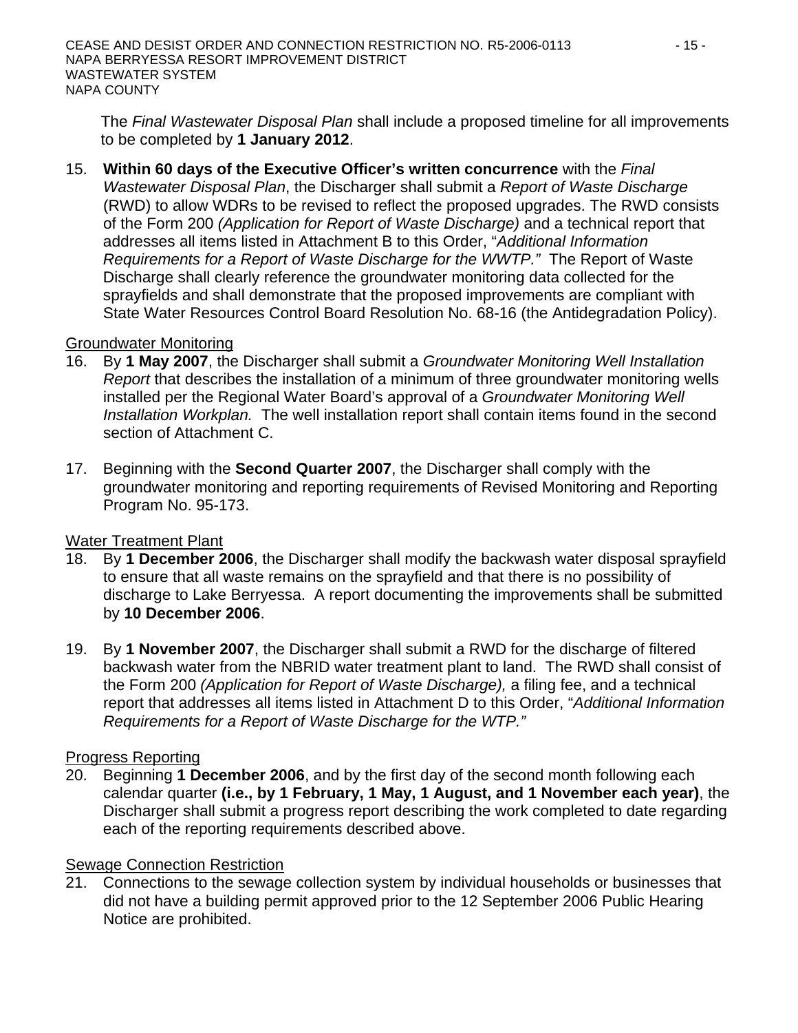The *Final Wastewater Disposal Plan* shall include a proposed timeline for all improvements to be completed by **1 January 2012**.

15. **Within 60 days of the Executive Officer's written concurrence** with the *Final Wastewater Disposal Plan*, the Discharger shall submit a *Report of Waste Discharge* (RWD) to allow WDRs to be revised to reflect the proposed upgrades. The RWD consists of the Form 200 *(Application for Report of Waste Discharge)* and a technical report that addresses all items listed in Attachment B to this Order, "*Additional Information Requirements for a Report of Waste Discharge for the WWTP.*" The Report of Waste Discharge shall clearly reference the groundwater monitoring data collected for the sprayfields and shall demonstrate that the proposed improvements are compliant with State Water Resources Control Board Resolution No. 68-16 (the Antidegradation Policy).

<u>Groundwater Monitoring</u>

16. By **1 May 2007**, the Discharger shall submit a *Groundwater Monitoring Well Installation Report* that describes the installation of a minimum of three groundwater monitoring wells installed per the Regional Water Board's approval of a *Groundwater Monitoring Well Installation Workplan.* The well installation report shall contain items found in the second section of Attachment C.

17. Beginning with the **Second Quarter 2007**, the Discharger shall comply with the groundwater monitoring and reporting requirements of Revised Monitoring and Reporting Program No. 95-173.

<u>Water Treatment Plant</u>

18. By **1 December 2006**, the Discharger shall modify the backwash water disposal sprayfield to ensure that all waste remains on the sprayfield and that there is no possibility of discharge to Lake Berryessa. A report documenting the improvements shall be submitted by **10 December 2006**.

19. By **1 November 2007**, the Discharger shall submit a RWD for the discharge of filtered backwash water from the NBRID water treatment plant to land. The RWD shall consist of the Form 200 *(Application for Report of Waste Discharge),* a filing fee, and a technical report that addresses all items listed in Attachment D to this Order, "*Additional Information Requirements for a Report of Waste Discharge for the WTP.*"

<u>Progress Reporting</u>

20. Beginning **1 December 2006**, and by the first day of the second month following each calendar quarter **(i.e., by 1 February, 1 May, 1 August, and 1 November each year)**, the Discharger shall submit a progress report describing the work completed to date regarding each of the reporting requirements described above.

<u>Sewage Connection Restriction</u>

21. Connections to the sewage collection system by individual households or businesses that did not have a building permit approved prior to the 12 September 2006 Public Hearing Notice are prohibited.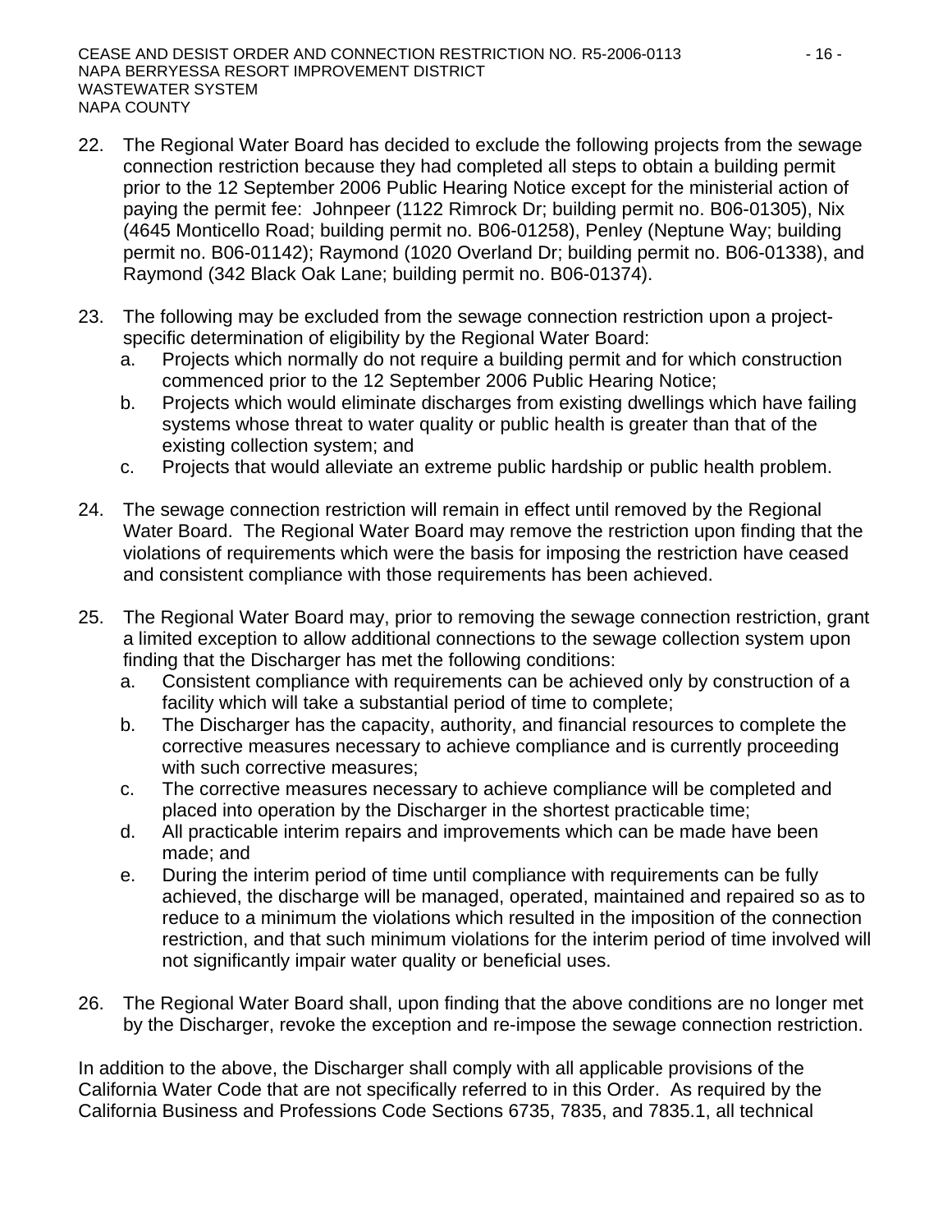22. The Regional Water Board has decided to exclude the following projects from the sewage connection restriction because they had completed all steps to obtain a building permit prior to the 12 September 2006 Public Hearing Notice except for the ministerial action of paying the permit fee: Johnpeer (1122 Rimrock Dr; building permit no. B06-01305), Nix (4645 Monticello Road; building permit no. B06-01258), Penley (Neptune Way; building permit no. B06-01142); Raymond (1020 Overland Dr; building permit no. B06-01338), and Raymond (342 Black Oak Lane; building permit no. B06-01374).

23. The following may be excluded from the sewage connection restriction upon a project-specific determination of eligibility by the Regional Water Board:
    a. Projects which normally do not require a building permit and for which construction commenced prior to the 12 September 2006 Public Hearing Notice;
    b. Projects which would eliminate discharges from existing dwellings which have failing systems whose threat to water quality or public health is greater than that of the existing collection system; and
    c. Projects that would alleviate an extreme public hardship or public health problem.

24. The sewage connection restriction will remain in effect until removed by the Regional Water Board. The Regional Water Board may remove the restriction upon finding that the violations of requirements which were the basis for imposing the restriction have ceased and consistent compliance with those requirements has been achieved.

25. The Regional Water Board may, prior to removing the sewage connection restriction, grant a limited exception to allow additional connections to the sewage collection system upon finding that the Discharger has met the following conditions:
    a. Consistent compliance with requirements can be achieved only by construction of a facility which will take a substantial period of time to complete;
    b. The Discharger has the capacity, authority, and financial resources to complete the corrective measures necessary to achieve compliance and is currently proceeding with such corrective measures;
    c. The corrective measures necessary to achieve compliance will be completed and placed into operation by the Discharger in the shortest practicable time;
    d. All practicable interim repairs and improvements which can be made have been made; and
    e. During the interim period of time until compliance with requirements can be fully achieved, the discharge will be managed, operated, maintained and repaired so as to reduce to a minimum the violations which resulted in the imposition of the connection restriction, and that such minimum violations for the interim period of time involved will not significantly impair water quality or beneficial uses.

26. The Regional Water Board shall, upon finding that the above conditions are no longer met by the Discharger, revoke the exception and re-impose the sewage connection restriction.

In addition to the above, the Discharger shall comply with all applicable provisions of the California Water Code that are not specifically referred to in this Order. As required by the California Business and Professions Code Sections 6735, 7835, and 7835.1, all technical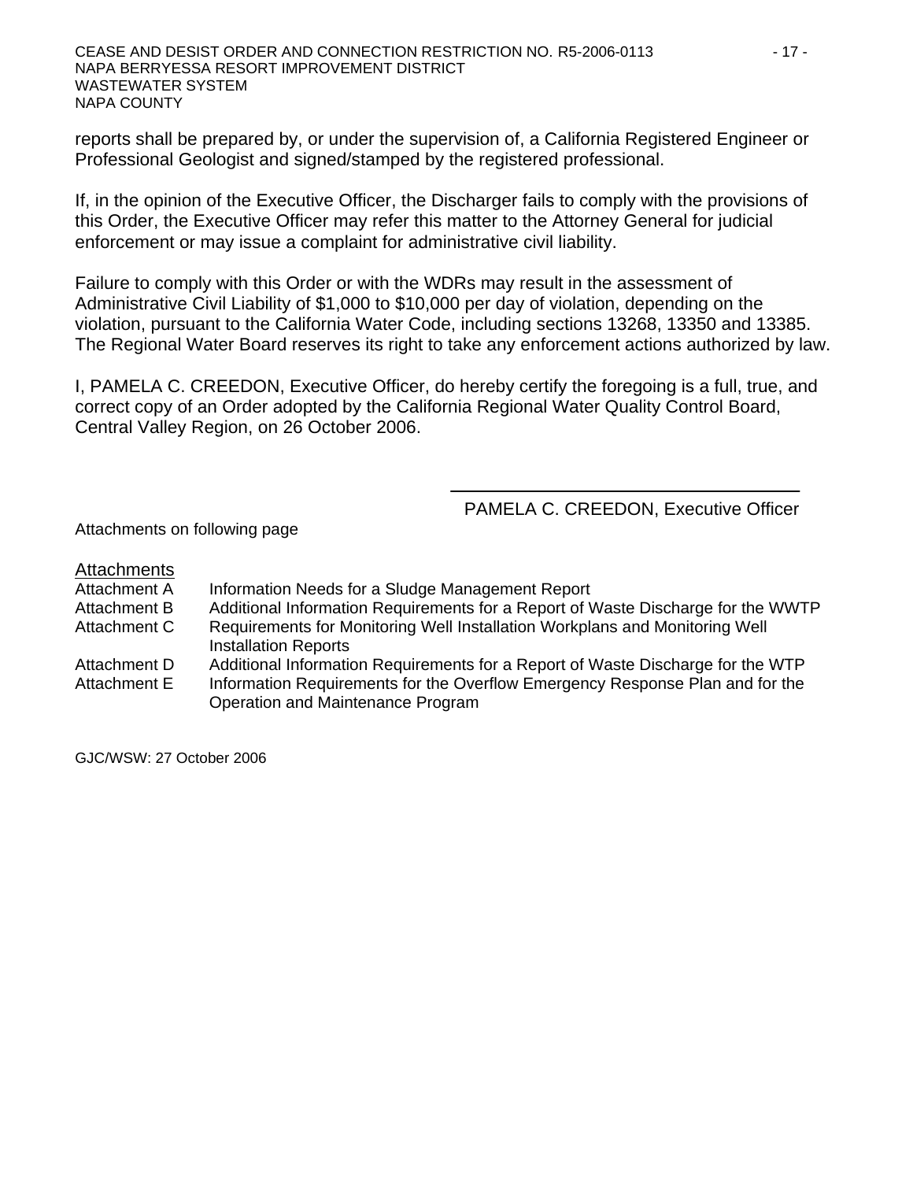reports shall be prepared by, or under the supervision of, a California Registered Engineer or Professional Geologist and signed/stamped by the registered professional.

If, in the opinion of the Executive Officer, the Discharger fails to comply with the provisions of this Order, the Executive Officer may refer this matter to the Attorney General for judicial enforcement or may issue a complaint for administrative civil liability.

Failure to comply with this Order or with the WDRs may result in the assessment of Administrative Civil Liability of $1,000 to $10,000 per day of violation, depending on the violation, pursuant to the California Water Code, including sections 13268, 13350 and 13385. The Regional Water Board reserves its right to take any enforcement actions authorized by law.

I, PAMELA C. CREEDON, Executive Officer, do hereby certify the foregoing is a full, true, and correct copy of an Order adopted by the California Regional Water Quality Control Board, Central Valley Region, on 26 October 2006.

PAMELA C. CREEDON, Executive Officer

Attachments on following page

Attachments

| | |
|---|---|
| Attachment A | Information Needs for a Sludge Management Report |
| Attachment B | Additional Information Requirements for a Report of Waste Discharge for the WWTP |
| Attachment C | Requirements for Monitoring Well Installation Workplans and Monitoring Well Installation Reports |
| Attachment D | Additional Information Requirements for a Report of Waste Discharge for the WTP |
| Attachment E | Information Requirements for the Overflow Emergency Response Plan and for the Operation and Maintenance Program |

GJC/WSW: 27 October 2006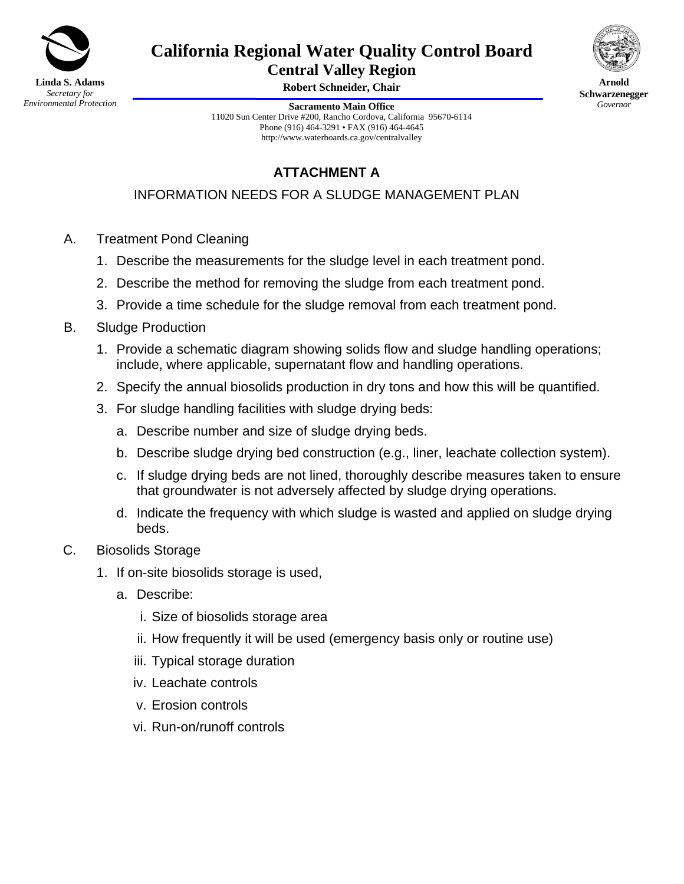**Linda S. Adams**
*Secretary for Environmental Protection*

# California Regional Water Quality Control Board
## Central Valley Region

**Robert Schneider, Chair**

**Arnold Schwarzenegger**
*Governor*

**Sacramento Main Office**
11020 Sun Center Drive #200, Rancho Cordova, California 95670-6114
Phone (916) 464-3291 • FAX (916) 464-4645
http://www.waterboards.ca.gov/centralvalley

## ATTACHMENT A

INFORMATION NEEDS FOR A SLUDGE MANAGEMENT PLAN

A. Treatment Pond Cleaning

1. Describe the measurements for the sludge level in each treatment pond.
2. Describe the method for removing the sludge from each treatment pond.
3. Provide a time schedule for the sludge removal from each treatment pond.

B. Sludge Production

1. Provide a schematic diagram showing solids flow and sludge handling operations; include, where applicable, supernatant flow and handling operations.
2. Specify the annual biosolids production in dry tons and how this will be quantified.
3. For sludge handling facilities with sludge drying beds:
   a. Describe number and size of sludge drying beds.
   b. Describe sludge drying bed construction (e.g., liner, leachate collection system).
   c. If sludge drying beds are not lined, thoroughly describe measures taken to ensure that groundwater is not adversely affected by sludge drying operations.
   d. Indicate the frequency with which sludge is wasted and applied on sludge drying beds.

C. Biosolids Storage

1. If on-site biosolids storage is used,
   a. Describe:
      i. Size of biosolids storage area
      ii. How frequently it will be used (emergency basis only or routine use)
      iii. Typical storage duration
      iv. Leachate controls
      v. Erosion controls
      vi. Run-on/runoff controls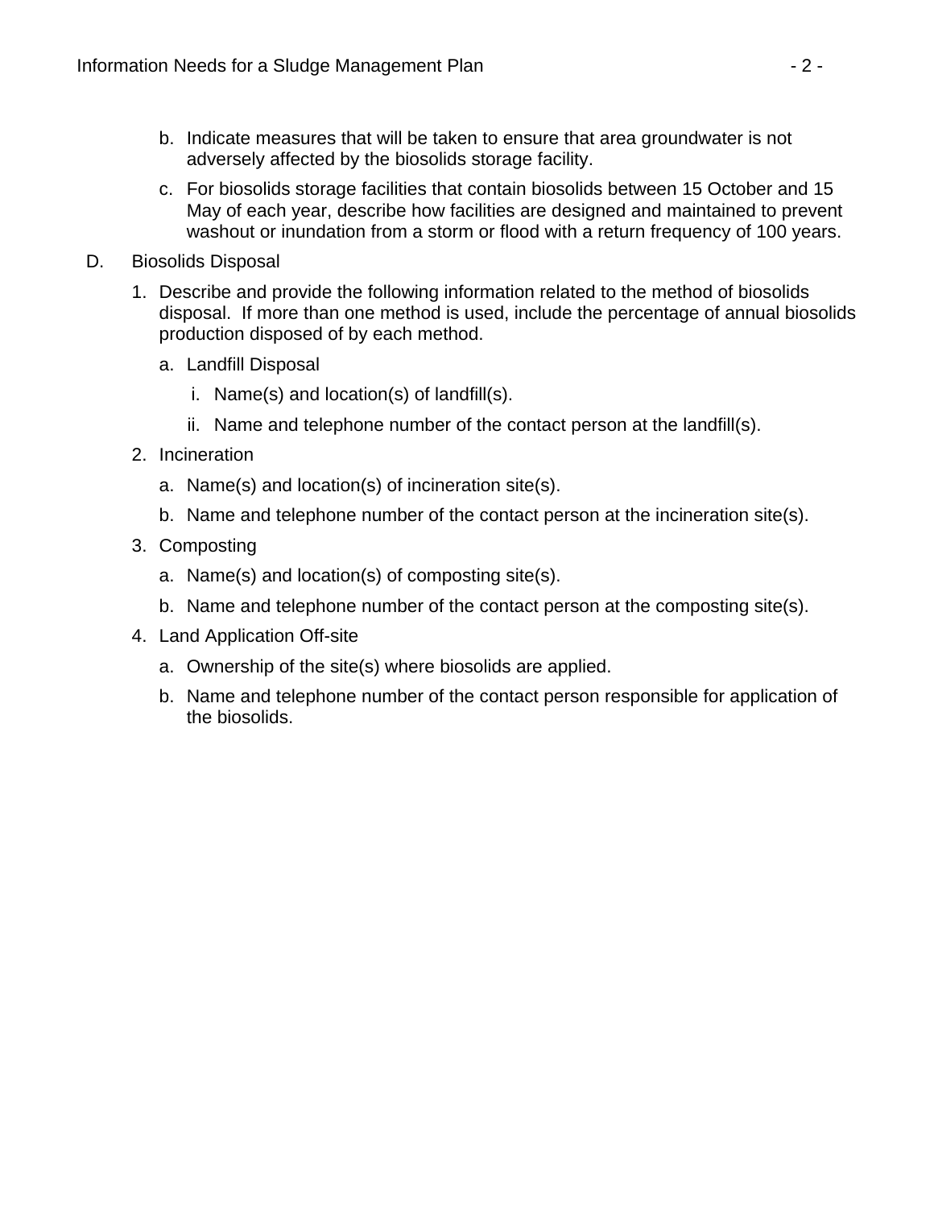b. Indicate measures that will be taken to ensure that area groundwater is not adversely affected by the biosolids storage facility.

c. For biosolids storage facilities that contain biosolids between 15 October and 15 May of each year, describe how facilities are designed and maintained to prevent washout or inundation from a storm or flood with a return frequency of 100 years.

D. Biosolids Disposal

1. Describe and provide the following information related to the method of biosolids disposal. If more than one method is used, include the percentage of annual biosolids production disposed of by each method.

   a. Landfill Disposal

      i. Name(s) and location(s) of landfill(s).

      ii. Name and telephone number of the contact person at the landfill(s).

2. Incineration

   a. Name(s) and location(s) of incineration site(s).

   b. Name and telephone number of the contact person at the incineration site(s).

3. Composting

   a. Name(s) and location(s) of composting site(s).

   b. Name and telephone number of the contact person at the composting site(s).

4. Land Application Off-site

   a. Ownership of the site(s) where biosolids are applied.

   b. Name and telephone number of the contact person responsible for application of the biosolids.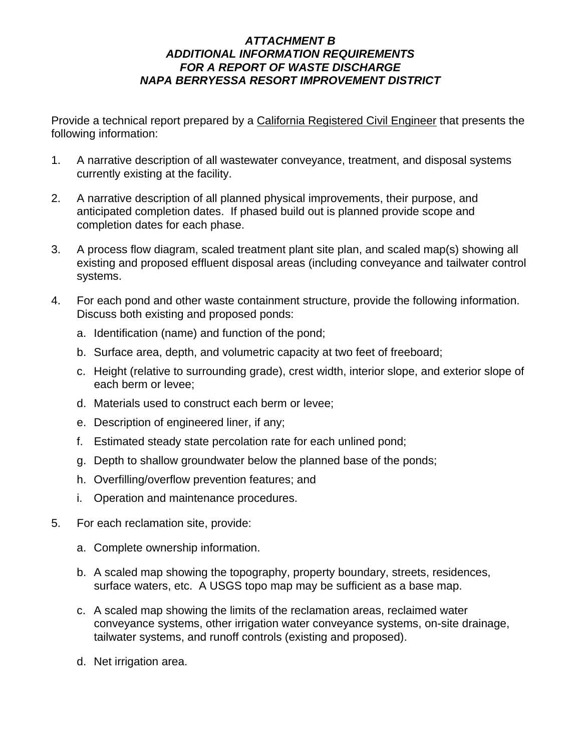***ATTACHMENT B***
***ADDITIONAL INFORMATION REQUIREMENTS***
***FOR A REPORT OF WASTE DISCHARGE***
***NAPA BERRYESSA RESORT IMPROVEMENT DISTRICT***

Provide a technical report prepared by a California Registered Civil Engineer that presents the following information:

1. A narrative description of all wastewater conveyance, treatment, and disposal systems currently existing at the facility.

2. A narrative description of all planned physical improvements, their purpose, and anticipated completion dates. If phased build out is planned provide scope and completion dates for each phase.

3. A process flow diagram, scaled treatment plant site plan, and scaled map(s) showing all existing and proposed effluent disposal areas (including conveyance and tailwater control systems.

4. For each pond and other waste containment structure, provide the following information. Discuss both existing and proposed ponds:
   a. Identification (name) and function of the pond;
   b. Surface area, depth, and volumetric capacity at two feet of freeboard;
   c. Height (relative to surrounding grade), crest width, interior slope, and exterior slope of each berm or levee;
   d. Materials used to construct each berm or levee;
   e. Description of engineered liner, if any;
   f. Estimated steady state percolation rate for each unlined pond;
   g. Depth to shallow groundwater below the planned base of the ponds;
   h. Overfilling/overflow prevention features; and
   i. Operation and maintenance procedures.

5. For each reclamation site, provide:

   a. Complete ownership information.

   b. A scaled map showing the topography, property boundary, streets, residences, surface waters, etc. A USGS topo map may be sufficient as a base map.

   c. A scaled map showing the limits of the reclamation areas, reclaimed water conveyance systems, other irrigation water conveyance systems, on-site drainage, tailwater systems, and runoff controls (existing and proposed).

   d. Net irrigation area.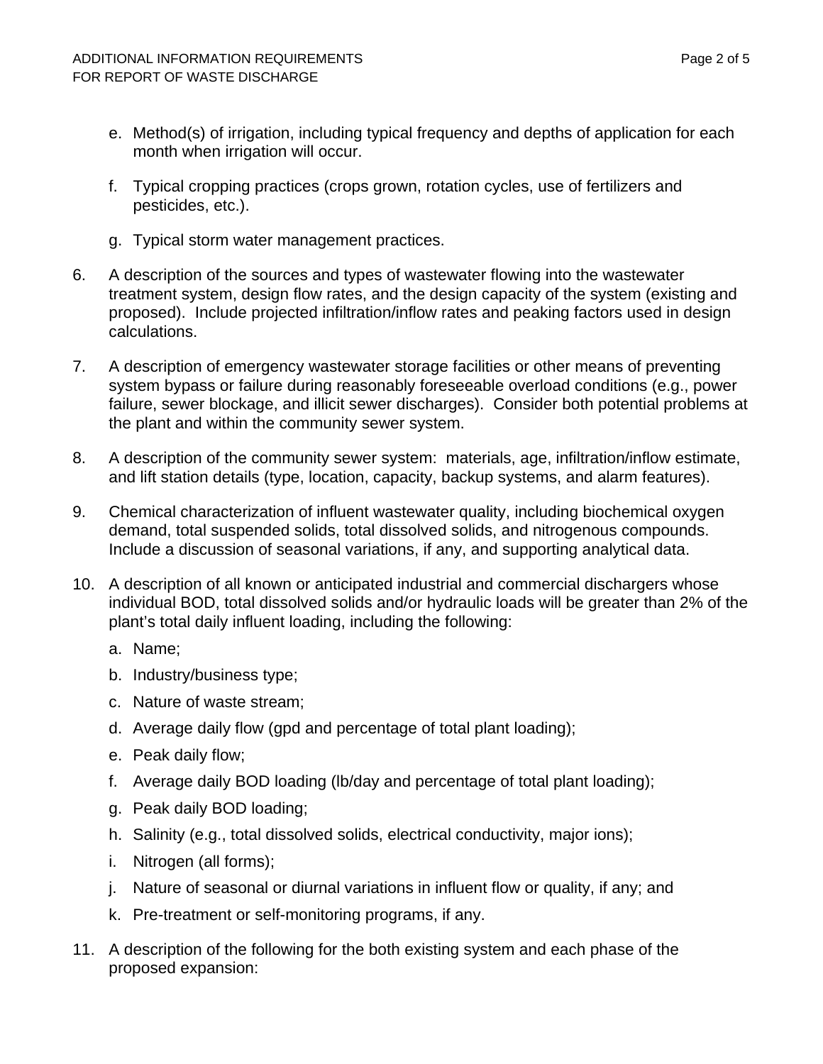e. Method(s) of irrigation, including typical frequency and depths of application for each month when irrigation will occur.

   f. Typical cropping practices (crops grown, rotation cycles, use of fertilizers and pesticides, etc.).

   g. Typical storm water management practices.

6. A description of the sources and types of wastewater flowing into the wastewater treatment system, design flow rates, and the design capacity of the system (existing and proposed). Include projected infiltration/inflow rates and peaking factors used in design calculations.

7. A description of emergency wastewater storage facilities or other means of preventing system bypass or failure during reasonably foreseeable overload conditions (e.g., power failure, sewer blockage, and illicit sewer discharges). Consider both potential problems at the plant and within the community sewer system.

8. A description of the community sewer system: materials, age, infiltration/inflow estimate, and lift station details (type, location, capacity, backup systems, and alarm features).

9. Chemical characterization of influent wastewater quality, including biochemical oxygen demand, total suspended solids, total dissolved solids, and nitrogenous compounds. Include a discussion of seasonal variations, if any, and supporting analytical data.

10. A description of all known or anticipated industrial and commercial dischargers whose individual BOD, total dissolved solids and/or hydraulic loads will be greater than 2% of the plant's total daily influent loading, including the following:

    a. Name;

    b. Industry/business type;

    c. Nature of waste stream;

    d. Average daily flow (gpd and percentage of total plant loading);

    e. Peak daily flow;

    f. Average daily BOD loading (lb/day and percentage of total plant loading);

    g. Peak daily BOD loading;

    h. Salinity (e.g., total dissolved solids, electrical conductivity, major ions);

    i. Nitrogen (all forms);

    j. Nature of seasonal or diurnal variations in influent flow or quality, if any; and

    k. Pre-treatment or self-monitoring programs, if any.

11. A description of the following for the both existing system and each phase of the proposed expansion: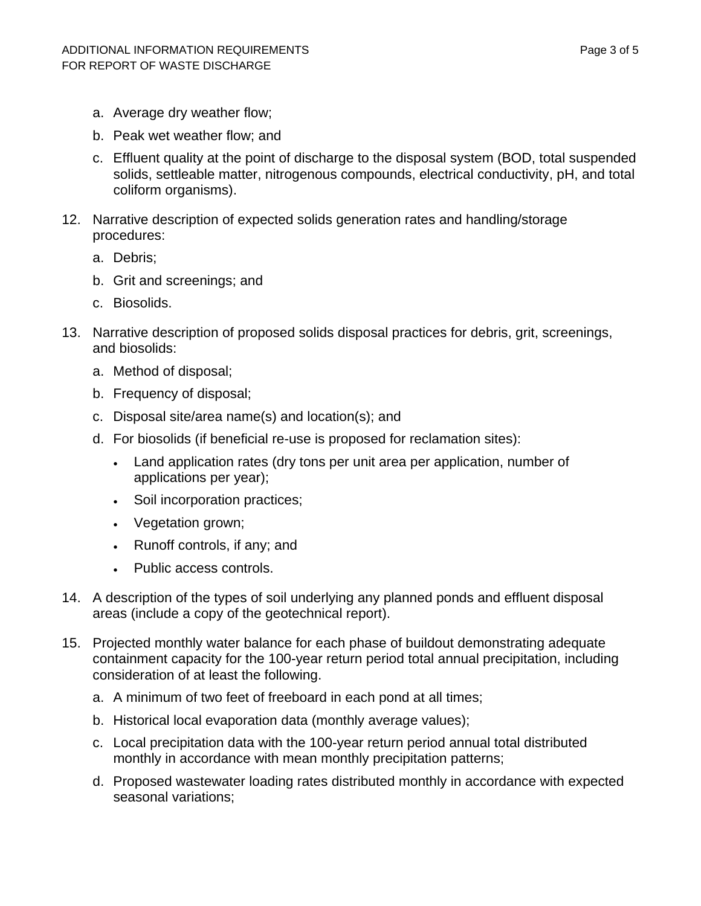a. Average dry weather flow;

   b. Peak wet weather flow; and

   c. Effluent quality at the point of discharge to the disposal system (BOD, total suspended solids, settleable matter, nitrogenous compounds, electrical conductivity, pH, and total coliform organisms).

12. Narrative description of expected solids generation rates and handling/storage procedures:

    a. Debris;

    b. Grit and screenings; and

    c. Biosolids.

13. Narrative description of proposed solids disposal practices for debris, grit, screenings, and biosolids:

    a. Method of disposal;

    b. Frequency of disposal;

    c. Disposal site/area name(s) and location(s); and

    d. For biosolids (if beneficial re-use is proposed for reclamation sites):

       - Land application rates (dry tons per unit area per application, number of applications per year);
       - Soil incorporation practices;
       - Vegetation grown;
       - Runoff controls, if any; and
       - Public access controls.

14. A description of the types of soil underlying any planned ponds and effluent disposal areas (include a copy of the geotechnical report).

15. Projected monthly water balance for each phase of buildout demonstrating adequate containment capacity for the 100-year return period total annual precipitation, including consideration of at least the following.

    a. A minimum of two feet of freeboard in each pond at all times;

    b. Historical local evaporation data (monthly average values);

    c. Local precipitation data with the 100-year return period annual total distributed monthly in accordance with mean monthly precipitation patterns;

    d. Proposed wastewater loading rates distributed monthly in accordance with expected seasonal variations;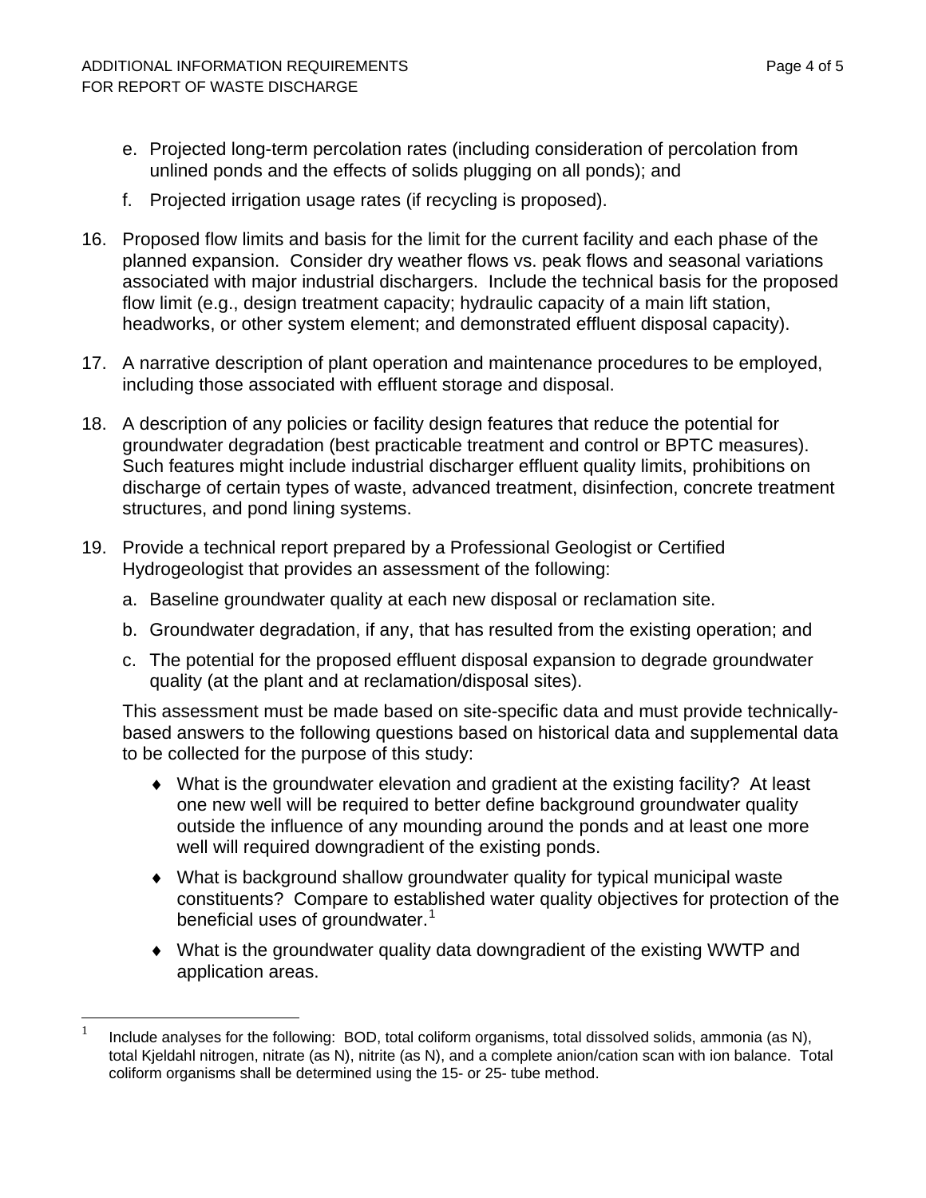e. Projected long-term percolation rates (including consideration of percolation from unlined ponds and the effects of solids plugging on all ponds); and

   f. Projected irrigation usage rates (if recycling is proposed).

16. Proposed flow limits and basis for the limit for the current facility and each phase of the planned expansion. Consider dry weather flows vs. peak flows and seasonal variations associated with major industrial dischargers. Include the technical basis for the proposed flow limit (e.g., design treatment capacity; hydraulic capacity of a main lift station, headworks, or other system element; and demonstrated effluent disposal capacity).

17. A narrative description of plant operation and maintenance procedures to be employed, including those associated with effluent storage and disposal.

18. A description of any policies or facility design features that reduce the potential for groundwater degradation (best practicable treatment and control or BPTC measures). Such features might include industrial discharger effluent quality limits, prohibitions on discharge of certain types of waste, advanced treatment, disinfection, concrete treatment structures, and pond lining systems.

19. Provide a technical report prepared by a Professional Geologist or Certified Hydrogeologist that provides an assessment of the following:

   a. Baseline groundwater quality at each new disposal or reclamation site.

   b. Groundwater degradation, if any, that has resulted from the existing operation; and

   c. The potential for the proposed effluent disposal expansion to degrade groundwater quality (at the plant and at reclamation/disposal sites).

   This assessment must be made based on site-specific data and must provide technically-based answers to the following questions based on historical data and supplemental data to be collected for the purpose of this study:

   - What is the groundwater elevation and gradient at the existing facility? At least one new well will be required to better define background groundwater quality outside the influence of any mounding around the ponds and at least one more well will required downgradient of the existing ponds.
   - What is background shallow groundwater quality for typical municipal waste constituents? Compare to established water quality objectives for protection of the beneficial uses of groundwater.[1]
   - What is the groundwater quality data downgradient of the existing WWTP and application areas.

[1] Include analyses for the following: BOD, total coliform organisms, total dissolved solids, ammonia (as N), total Kjeldahl nitrogen, nitrate (as N), nitrite (as N), and a complete anion/cation scan with ion balance. Total coliform organisms shall be determined using the 15- or 25- tube method.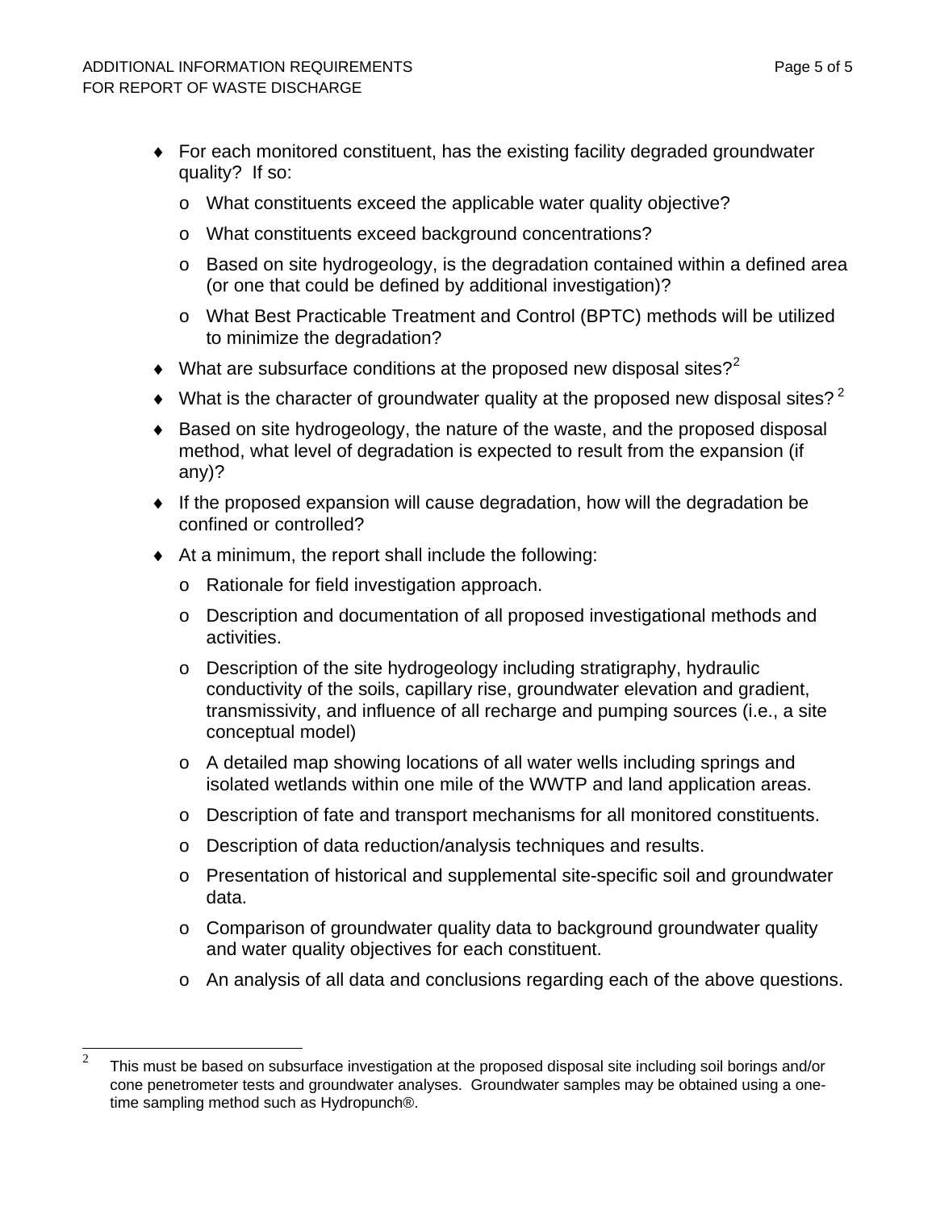- For each monitored constituent, has the existing facility degraded groundwater quality? If so:
  - What constituents exceed the applicable water quality objective?
  - What constituents exceed background concentrations?
  - Based on site hydrogeology, is the degradation contained within a defined area (or one that could be defined by additional investigation)?
  - What Best Practicable Treatment and Control (BPTC) methods will be utilized to minimize the degradation?
- What are subsurface conditions at the proposed new disposal sites?[2]
- What is the character of groundwater quality at the proposed new disposal sites?[2]
- Based on site hydrogeology, the nature of the waste, and the proposed disposal method, what level of degradation is expected to result from the expansion (if any)?
- If the proposed expansion will cause degradation, how will the degradation be confined or controlled?
- At a minimum, the report shall include the following:
  - Rationale for field investigation approach.
  - Description and documentation of all proposed investigational methods and activities.
  - Description of the site hydrogeology including stratigraphy, hydraulic conductivity of the soils, capillary rise, groundwater elevation and gradient, transmissivity, and influence of all recharge and pumping sources (i.e., a site conceptual model)
  - A detailed map showing locations of all water wells including springs and isolated wetlands within one mile of the WWTP and land application areas.
  - Description of fate and transport mechanisms for all monitored constituents.
  - Description of data reduction/analysis techniques and results.
  - Presentation of historical and supplemental site-specific soil and groundwater data.
  - Comparison of groundwater quality data to background groundwater quality and water quality objectives for each constituent.
  - An analysis of all data and conclusions regarding each of the above questions.

---

[2] This must be based on subsurface investigation at the proposed disposal site including soil borings and/or cone penetrometer tests and groundwater analyses. Groundwater samples may be obtained using a one-time sampling method such as Hydropunch®.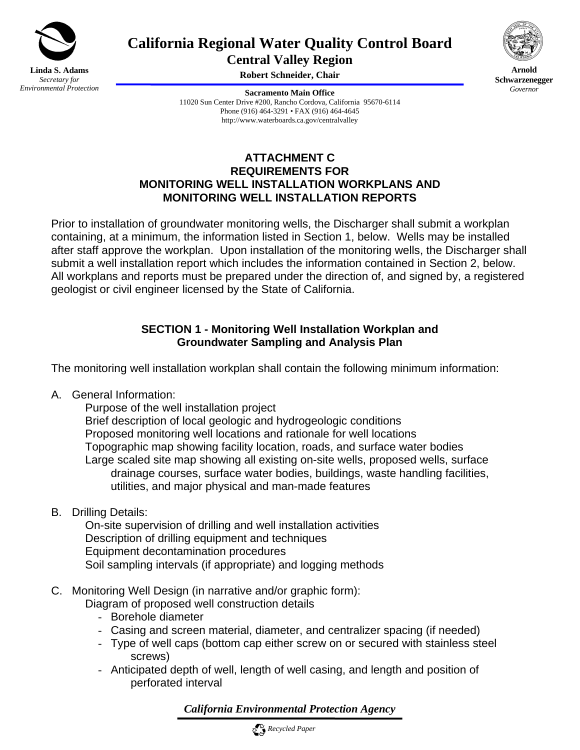**California Regional Water Quality Control Board**
**Central Valley Region**
**Robert Schneider, Chair**

**Linda S. Adams**
*Secretary for Environmental Protection*

**Arnold Schwarzenegger**
*Governor*

**Sacramento Main Office**
11020 Sun Center Drive #200, Rancho Cordova, California 95670-6114
Phone (916) 464-3291 • FAX (916) 464-4645
http://www.waterboards.ca.gov/centralvalley

# ATTACHMENT C
# REQUIREMENTS FOR MONITORING WELL INSTALLATION WORKPLANS AND MONITORING WELL INSTALLATION REPORTS

Prior to installation of groundwater monitoring wells, the Discharger shall submit a workplan containing, at a minimum, the information listed in Section 1, below. Wells may be installed after staff approve the workplan. Upon installation of the monitoring wells, the Discharger shall submit a well installation report which includes the information contained in Section 2, below. All workplans and reports must be prepared under the direction of, and signed by, a registered geologist or civil engineer licensed by the State of California.

## SECTION 1 - Monitoring Well Installation Workplan and Groundwater Sampling and Analysis Plan

The monitoring well installation workplan shall contain the following minimum information:

A. General Information:
   - Purpose of the well installation project
   - Brief description of local geologic and hydrogeologic conditions
   - Proposed monitoring well locations and rationale for well locations
   - Topographic map showing facility location, roads, and surface water bodies
   - Large scaled site map showing all existing on-site wells, proposed wells, surface drainage courses, surface water bodies, buildings, waste handling facilities, utilities, and major physical and man-made features

B. Drilling Details:
   - On-site supervision of drilling and well installation activities
   - Description of drilling equipment and techniques
   - Equipment decontamination procedures
   - Soil sampling intervals (if appropriate) and logging methods

C. Monitoring Well Design (in narrative and/or graphic form):
   - Diagram of proposed well construction details
     - Borehole diameter
     - Casing and screen material, diameter, and centralizer spacing (if needed)
     - Type of well caps (bottom cap either screw on or secured with stainless steel screws)
     - Anticipated depth of well, length of well casing, and length and position of perforated interval

*California Environmental Protection Agency*

*Recycled Paper*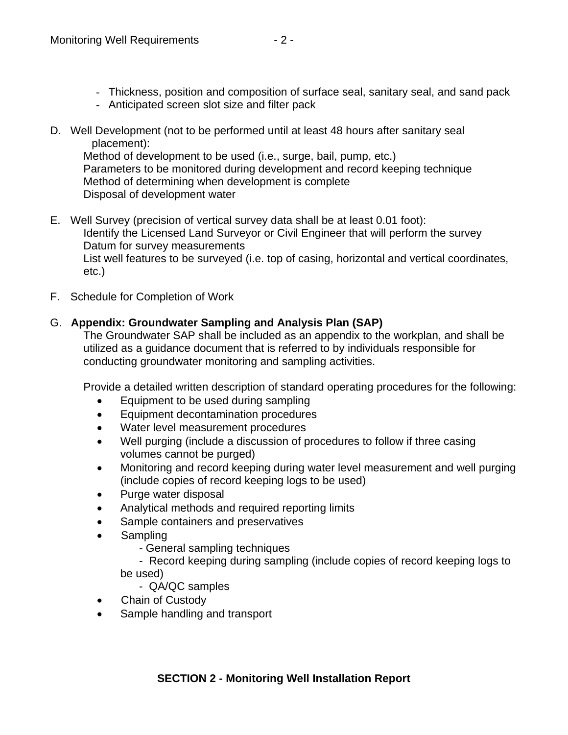- Thickness, position and composition of surface seal, sanitary seal, and sand pack
  - Anticipated screen slot size and filter pack

D. Well Development (not to be performed until at least 48 hours after sanitary seal placement):
   Method of development to be used (i.e., surge, bail, pump, etc.)
   Parameters to be monitored during development and record keeping technique
   Method of determining when development is complete
   Disposal of development water

E. Well Survey (precision of vertical survey data shall be at least 0.01 foot):
   Identify the Licensed Land Surveyor or Civil Engineer that will perform the survey
   Datum for survey measurements
   List well features to be surveyed (i.e. top of casing, horizontal and vertical coordinates, etc.)

F. Schedule for Completion of Work

G. **Appendix: Groundwater Sampling and Analysis Plan (SAP)**
   The Groundwater SAP shall be included as an appendix to the workplan, and shall be utilized as a guidance document that is referred to by individuals responsible for conducting groundwater monitoring and sampling activities.

   Provide a detailed written description of standard operating procedures for the following:

   - Equipment to be used during sampling
   - Equipment decontamination procedures
   - Water level measurement procedures
   - Well purging (include a discussion of procedures to follow if three casing volumes cannot be purged)
   - Monitoring and record keeping during water level measurement and well purging (include copies of record keeping logs to be used)
   - Purge water disposal
   - Analytical methods and required reporting limits
   - Sample containers and preservatives
   - Sampling
     - General sampling techniques
     - Record keeping during sampling (include copies of record keeping logs to be used)
     - QA/QC samples
   - Chain of Custody
   - Sample handling and transport

## SECTION 2 - Monitoring Well Installation Report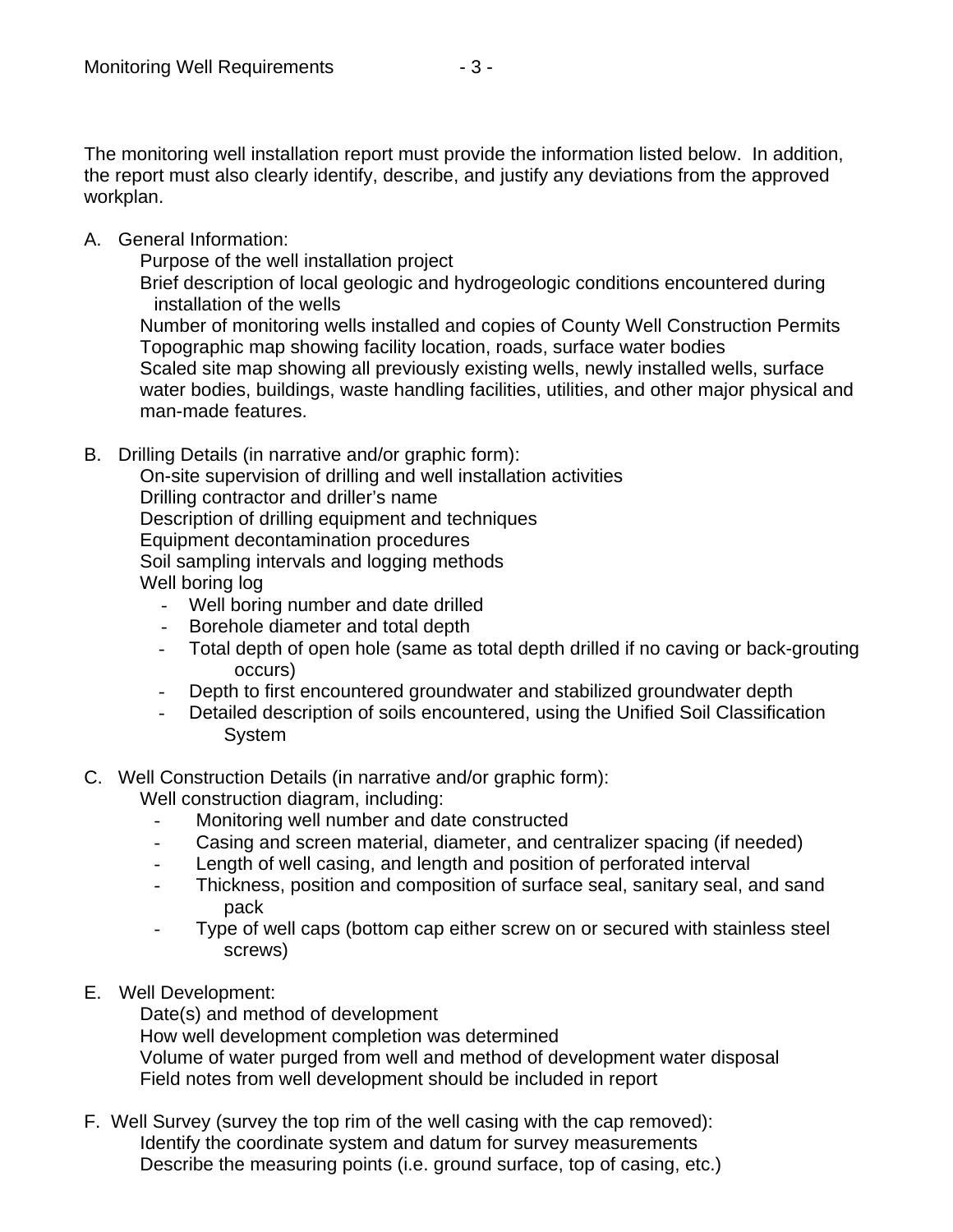The monitoring well installation report must provide the information listed below. In addition, the report must also clearly identify, describe, and justify any deviations from the approved workplan.

A. General Information:

   Purpose of the well installation project
   Brief description of local geologic and hydrogeologic conditions encountered during installation of the wells
   Number of monitoring wells installed and copies of County Well Construction Permits
   Topographic map showing facility location, roads, surface water bodies
   Scaled site map showing all previously existing wells, newly installed wells, surface water bodies, buildings, waste handling facilities, utilities, and other major physical and man-made features.

B. Drilling Details (in narrative and/or graphic form):

   On-site supervision of drilling and well installation activities
   Drilling contractor and driller's name
   Description of drilling equipment and techniques
   Equipment decontamination procedures
   Soil sampling intervals and logging methods
   Well boring log
   - Well boring number and date drilled
   - Borehole diameter and total depth
   - Total depth of open hole (same as total depth drilled if no caving or back-grouting occurs)
   - Depth to first encountered groundwater and stabilized groundwater depth
   - Detailed description of soils encountered, using the Unified Soil Classification System

C. Well Construction Details (in narrative and/or graphic form):

   Well construction diagram, including:
   - Monitoring well number and date constructed
   - Casing and screen material, diameter, and centralizer spacing (if needed)
   - Length of well casing, and length and position of perforated interval
   - Thickness, position and composition of surface seal, sanitary seal, and sand pack
   - Type of well caps (bottom cap either screw on or secured with stainless steel screws)

E. Well Development:

   Date(s) and method of development
   How well development completion was determined
   Volume of water purged from well and method of development water disposal
   Field notes from well development should be included in report

F. Well Survey (survey the top rim of the well casing with the cap removed):

   Identify the coordinate system and datum for survey measurements
   Describe the measuring points (i.e. ground surface, top of casing, etc.)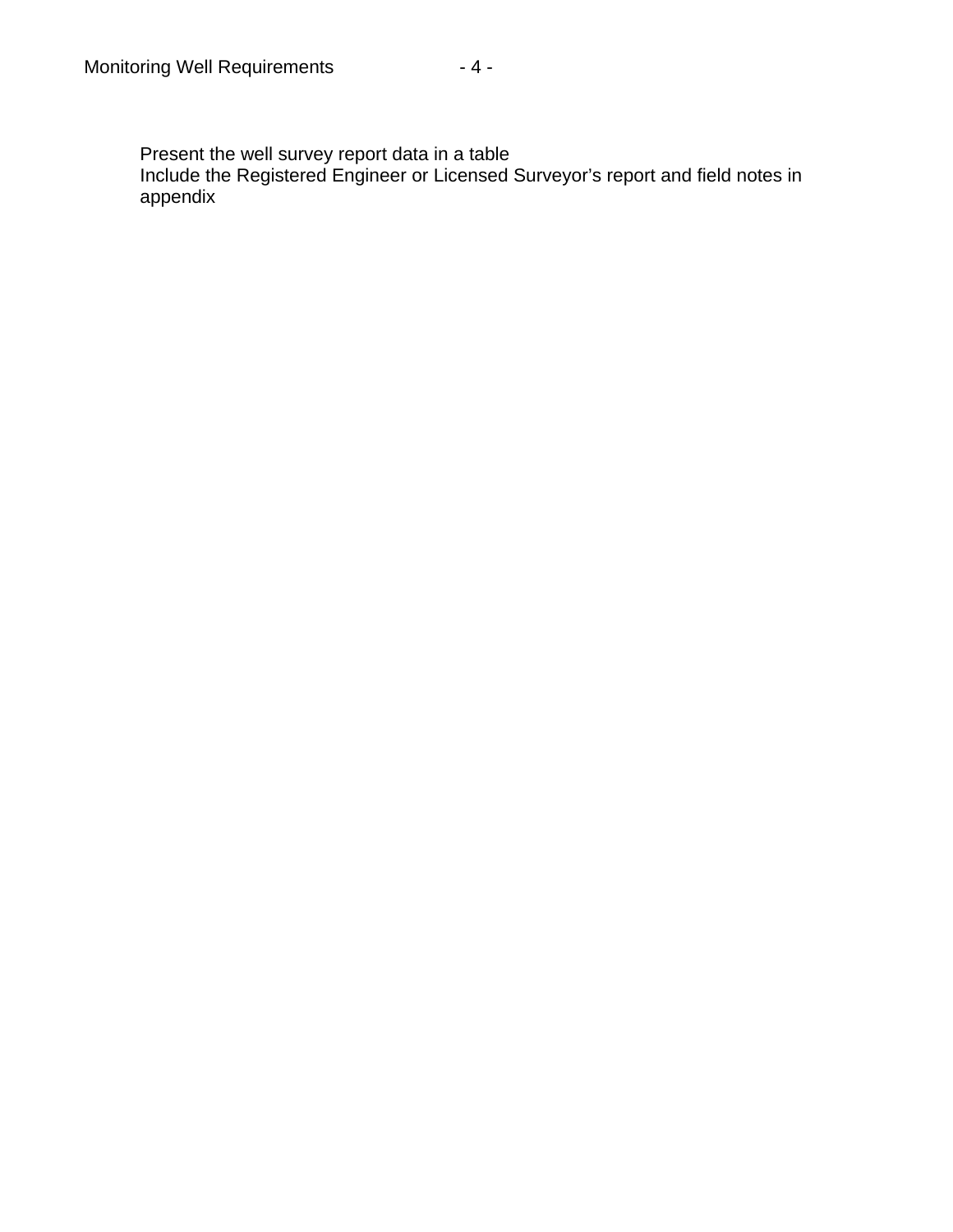Present the well survey report data in a table
Include the Registered Engineer or Licensed Surveyor’s report and field notes in appendix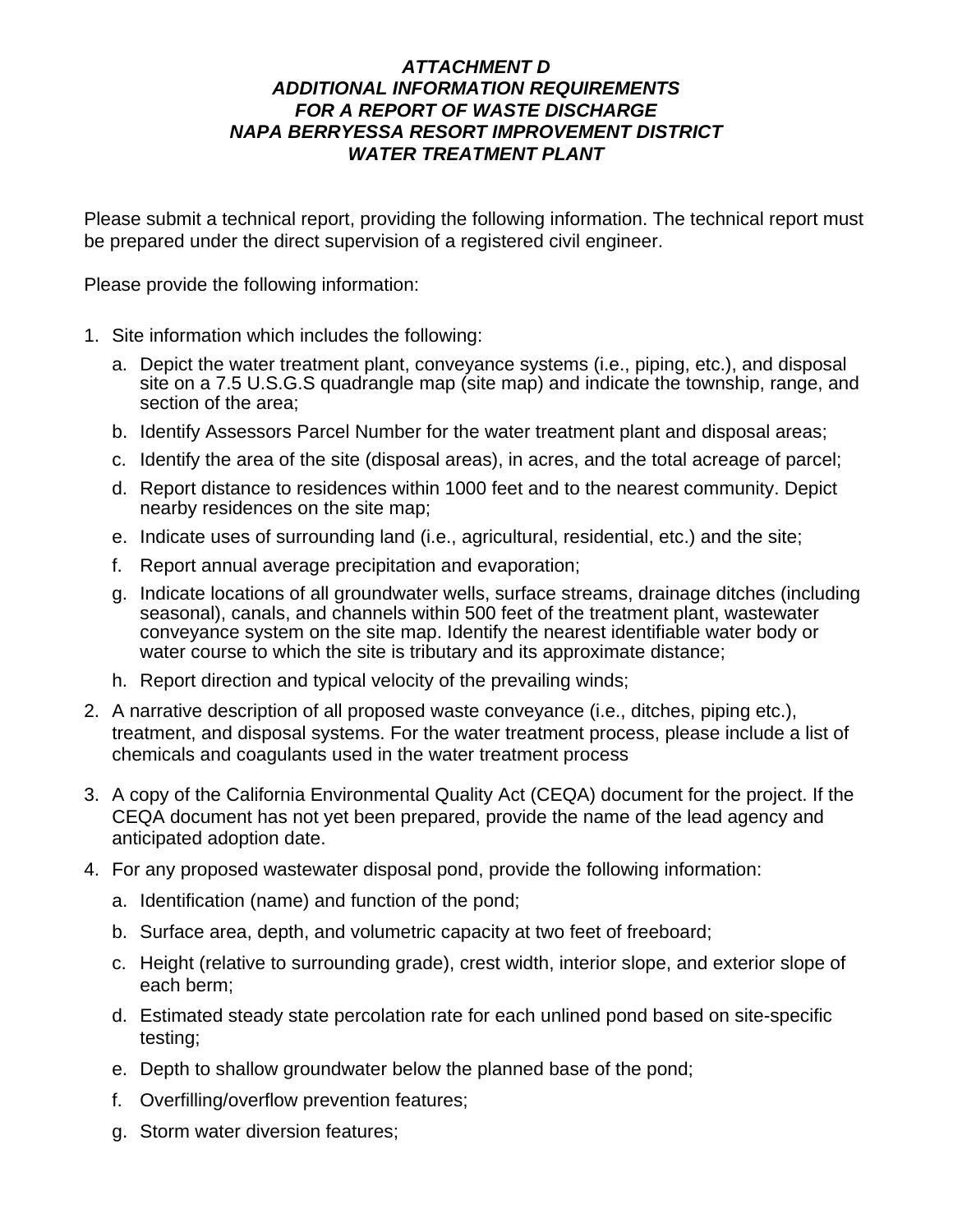***ATTACHMENT D***
***ADDITIONAL INFORMATION REQUIREMENTS***
***FOR A REPORT OF WASTE DISCHARGE***
***NAPA BERRYESSA RESORT IMPROVEMENT DISTRICT***
***WATER TREATMENT PLANT***

Please submit a technical report, providing the following information. The technical report must be prepared under the direct supervision of a registered civil engineer.

Please provide the following information:

1. Site information which includes the following:
   a. Depict the water treatment plant, conveyance systems (i.e., piping, etc.), and disposal site on a 7.5 U.S.G.S quadrangle map (site map) and indicate the township, range, and section of the area;
   b. Identify Assessors Parcel Number for the water treatment plant and disposal areas;
   c. Identify the area of the site (disposal areas), in acres, and the total acreage of parcel;
   d. Report distance to residences within 1000 feet and to the nearest community. Depict nearby residences on the site map;
   e. Indicate uses of surrounding land (i.e., agricultural, residential, etc.) and the site;
   f. Report annual average precipitation and evaporation;
   g. Indicate locations of all groundwater wells, surface streams, drainage ditches (including seasonal), canals, and channels within 500 feet of the treatment plant, wastewater conveyance system on the site map. Identify the nearest identifiable water body or water course to which the site is tributary and its approximate distance;
   h. Report direction and typical velocity of the prevailing winds;
2. A narrative description of all proposed waste conveyance (i.e., ditches, piping etc.), treatment, and disposal systems. For the water treatment process, please include a list of chemicals and coagulants used in the water treatment process
3. A copy of the California Environmental Quality Act (CEQA) document for the project. If the CEQA document has not yet been prepared, provide the name of the lead agency and anticipated adoption date.
4. For any proposed wastewater disposal pond, provide the following information:
   a. Identification (name) and function of the pond;
   b. Surface area, depth, and volumetric capacity at two feet of freeboard;
   c. Height (relative to surrounding grade), crest width, interior slope, and exterior slope of each berm;
   d. Estimated steady state percolation rate for each unlined pond based on site-specific testing;
   e. Depth to shallow groundwater below the planned base of the pond;
   f. Overfilling/overflow prevention features;
   g. Storm water diversion features;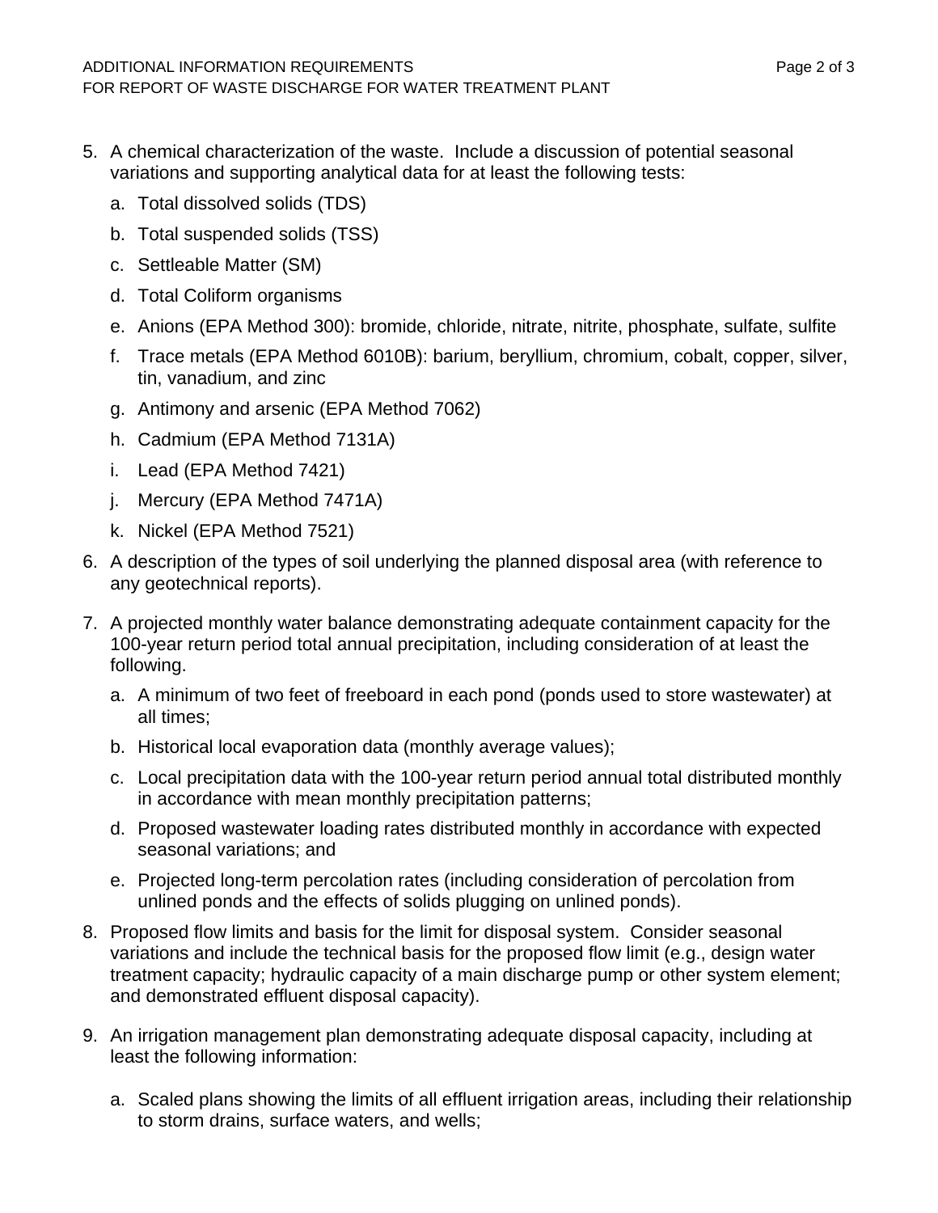5. A chemical characterization of the waste. Include a discussion of potential seasonal variations and supporting analytical data for at least the following tests:

   a. Total dissolved solids (TDS)

   b. Total suspended solids (TSS)

   c. Settleable Matter (SM)

   d. Total Coliform organisms

   e. Anions (EPA Method 300): bromide, chloride, nitrate, nitrite, phosphate, sulfate, sulfite

   f. Trace metals (EPA Method 6010B): barium, beryllium, chromium, cobalt, copper, silver, tin, vanadium, and zinc

   g. Antimony and arsenic (EPA Method 7062)

   h. Cadmium (EPA Method 7131A)

   i. Lead (EPA Method 7421)

   j. Mercury (EPA Method 7471A)

   k. Nickel (EPA Method 7521)

6. A description of the types of soil underlying the planned disposal area (with reference to any geotechnical reports).

7. A projected monthly water balance demonstrating adequate containment capacity for the 100-year return period total annual precipitation, including consideration of at least the following.

   a. A minimum of two feet of freeboard in each pond (ponds used to store wastewater) at all times;

   b. Historical local evaporation data (monthly average values);

   c. Local precipitation data with the 100-year return period annual total distributed monthly in accordance with mean monthly precipitation patterns;

   d. Proposed wastewater loading rates distributed monthly in accordance with expected seasonal variations; and

   e. Projected long-term percolation rates (including consideration of percolation from unlined ponds and the effects of solids plugging on unlined ponds).

8. Proposed flow limits and basis for the limit for disposal system. Consider seasonal variations and include the technical basis for the proposed flow limit (e.g., design water treatment capacity; hydraulic capacity of a main discharge pump or other system element; and demonstrated effluent disposal capacity).

9. An irrigation management plan demonstrating adequate disposal capacity, including at least the following information:

   a. Scaled plans showing the limits of all effluent irrigation areas, including their relationship to storm drains, surface waters, and wells;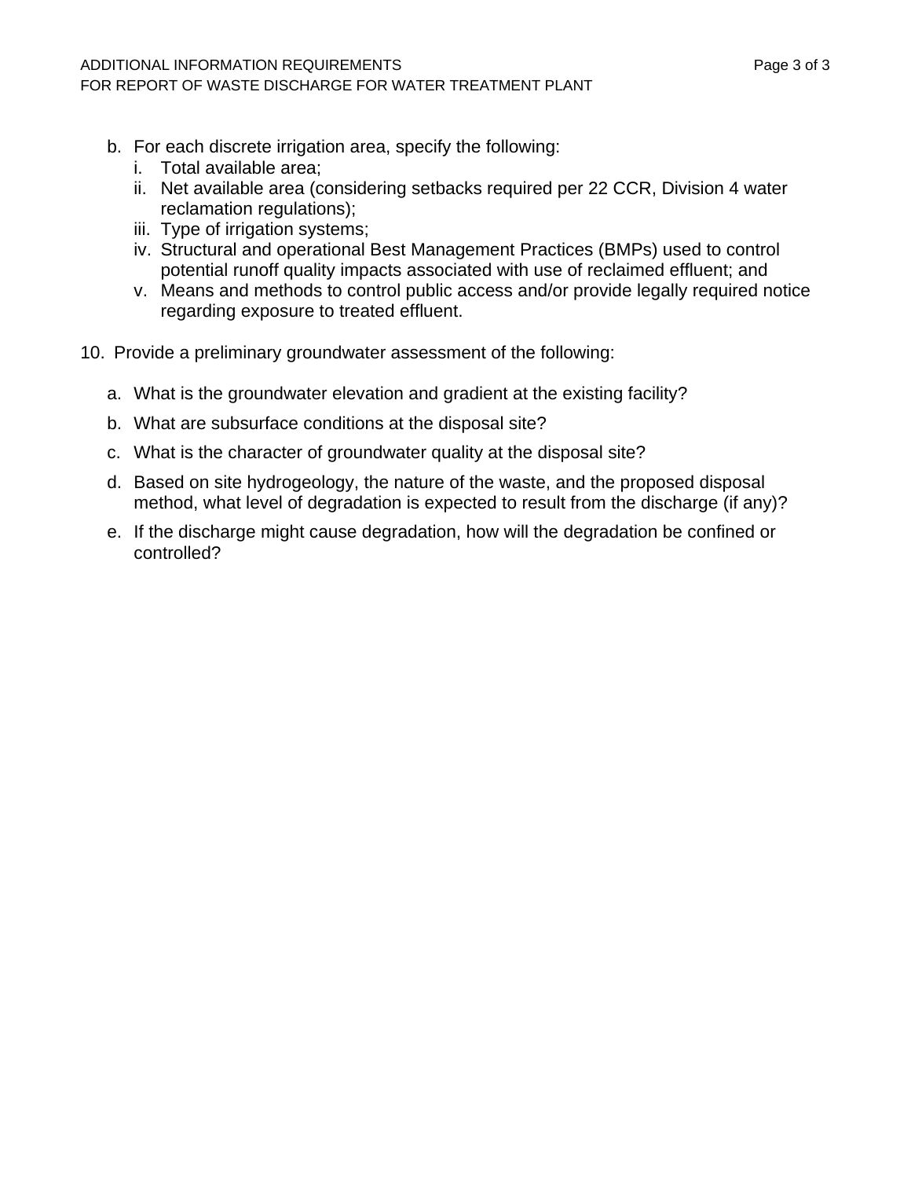b. For each discrete irrigation area, specify the following:
   i. Total available area;
   ii. Net available area (considering setbacks required per 22 CCR, Division 4 water reclamation regulations);
   iii. Type of irrigation systems;
   iv. Structural and operational Best Management Practices (BMPs) used to control potential runoff quality impacts associated with use of reclaimed effluent; and
   v. Means and methods to control public access and/or provide legally required notice regarding exposure to treated effluent.

10. Provide a preliminary groundwater assessment of the following:

   a. What is the groundwater elevation and gradient at the existing facility?

   b. What are subsurface conditions at the disposal site?

   c. What is the character of groundwater quality at the disposal site?

   d. Based on site hydrogeology, the nature of the waste, and the proposed disposal method, what level of degradation is expected to result from the discharge (if any)?

   e. If the discharge might cause degradation, how will the degradation be confined or controlled?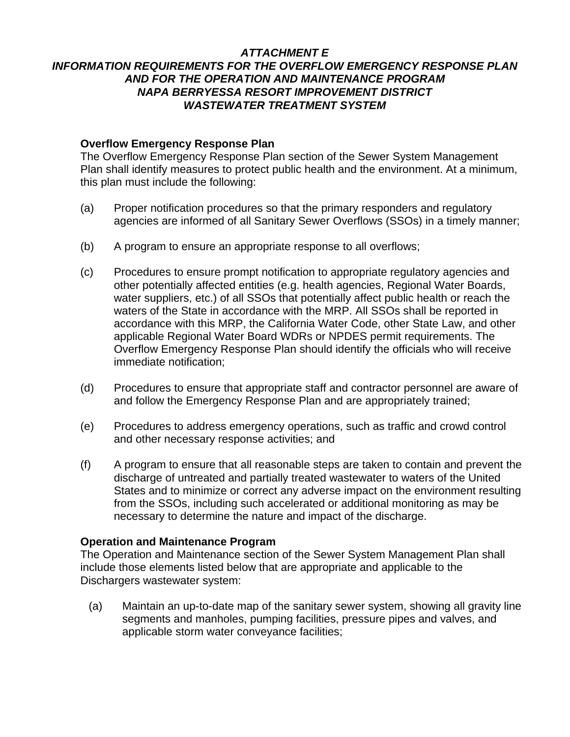***ATTACHMENT E***
***INFORMATION REQUIREMENTS FOR THE OVERFLOW EMERGENCY RESPONSE PLAN AND FOR THE OPERATION AND MAINTENANCE PROGRAM***
***NAPA BERRYESSA RESORT IMPROVEMENT DISTRICT***
***WASTEWATER TREATMENT SYSTEM***

**Overflow Emergency Response Plan**

The Overflow Emergency Response Plan section of the Sewer System Management Plan shall identify measures to protect public health and the environment. At a minimum, this plan must include the following:

(a) Proper notification procedures so that the primary responders and regulatory agencies are informed of all Sanitary Sewer Overflows (SSOs) in a timely manner;

(b) A program to ensure an appropriate response to all overflows;

(c) Procedures to ensure prompt notification to appropriate regulatory agencies and other potentially affected entities (e.g. health agencies, Regional Water Boards, water suppliers, etc.) of all SSOs that potentially affect public health or reach the waters of the State in accordance with the MRP. All SSOs shall be reported in accordance with this MRP, the California Water Code, other State Law, and other applicable Regional Water Board WDRs or NPDES permit requirements. The Overflow Emergency Response Plan should identify the officials who will receive immediate notification;

(d) Procedures to ensure that appropriate staff and contractor personnel are aware of and follow the Emergency Response Plan and are appropriately trained;

(e) Procedures to address emergency operations, such as traffic and crowd control and other necessary response activities; and

(f) A program to ensure that all reasonable steps are taken to contain and prevent the discharge of untreated and partially treated wastewater to waters of the United States and to minimize or correct any adverse impact on the environment resulting from the SSOs, including such accelerated or additional monitoring as may be necessary to determine the nature and impact of the discharge.

**Operation and Maintenance Program**

The Operation and Maintenance section of the Sewer System Management Plan shall include those elements listed below that are appropriate and applicable to the Dischargers wastewater system:

(a) Maintain an up-to-date map of the sanitary sewer system, showing all gravity line segments and manholes, pumping facilities, pressure pipes and valves, and applicable storm water conveyance facilities;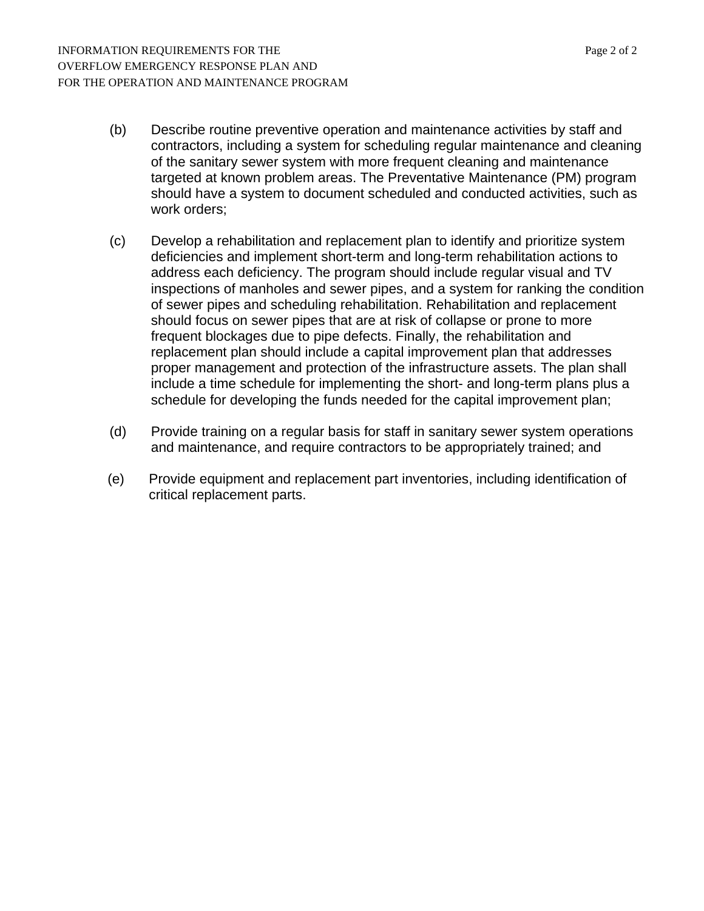(b) Describe routine preventive operation and maintenance activities by staff and contractors, including a system for scheduling regular maintenance and cleaning of the sanitary sewer system with more frequent cleaning and maintenance targeted at known problem areas. The Preventative Maintenance (PM) program should have a system to document scheduled and conducted activities, such as work orders;

(c) Develop a rehabilitation and replacement plan to identify and prioritize system deficiencies and implement short-term and long-term rehabilitation actions to address each deficiency. The program should include regular visual and TV inspections of manholes and sewer pipes, and a system for ranking the condition of sewer pipes and scheduling rehabilitation. Rehabilitation and replacement should focus on sewer pipes that are at risk of collapse or prone to more frequent blockages due to pipe defects. Finally, the rehabilitation and replacement plan should include a capital improvement plan that addresses proper management and protection of the infrastructure assets. The plan shall include a time schedule for implementing the short- and long-term plans plus a schedule for developing the funds needed for the capital improvement plan;

(d) Provide training on a regular basis for staff in sanitary sewer system operations and maintenance, and require contractors to be appropriately trained; and

(e) Provide equipment and replacement part inventories, including identification of critical replacement parts.